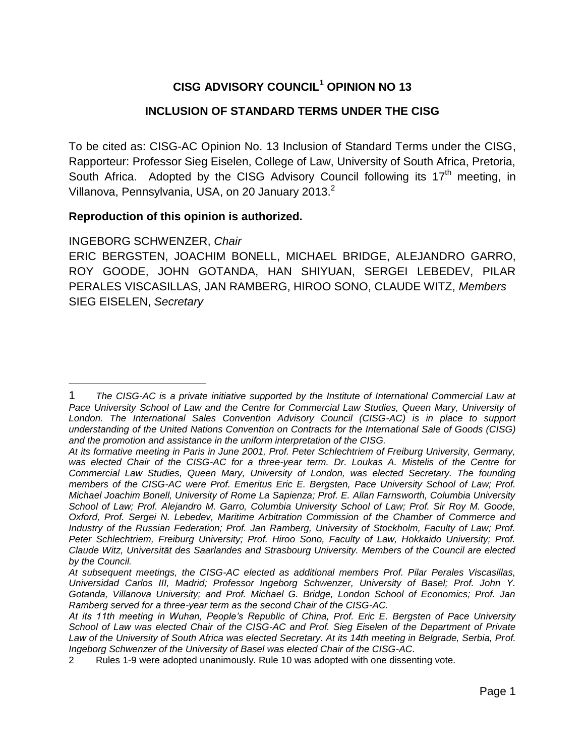# CISG ADVISORY COUNCIL[1] OPINION NO 13

## INCLUSION OF STANDARD TERMS UNDER THE CISG

To be cited as: CISG-AC Opinion No. 13 Inclusion of Standard Terms under the CISG, Rapporteur: Professor Sieg Eiselen, College of Law, University of South Africa, Pretoria, South Africa. Adopted by the CISG Advisory Council following its 17th meeting, in Villanova, Pennsylvania, USA, on 20 January 2013.[2]

**Reproduction of this opinion is authorized.**

INGEBORG SCHWENZER, *Chair*
ERIC BERGSTEN, JOACHIM BONELL, MICHAEL BRIDGE, ALEJANDRO GARRO, ROY GOODE, JOHN GOTANDA, HAN SHIYUAN, SERGEI LEBEDEV, PILAR PERALES VISCASILLAS, JAN RAMBERG, HIROO SONO, CLAUDE WITZ, *Members*
SIEG EISELEN, *Secretary*

---

1 *The CISG-AC is a private initiative supported by the Institute of International Commercial Law at Pace University School of Law and the Centre for Commercial Law Studies, Queen Mary, University of London. The International Sales Convention Advisory Council (CISG-AC) is in place to support understanding of the United Nations Convention on Contracts for the International Sale of Goods (CISG) and the promotion and assistance in the uniform interpretation of the CISG.*

*At its formative meeting in Paris in June 2001, Prof. Peter Schlechtriem of Freiburg University, Germany, was elected Chair of the CISG-AC for a three-year term. Dr. Loukas A. Mistelis of the Centre for Commercial Law Studies, Queen Mary, University of London, was elected Secretary. The founding members of the CISG-AC were Prof. Emeritus Eric E. Bergsten, Pace University School of Law; Prof. Michael Joachim Bonell, University of Rome La Sapienza; Prof. E. Allan Farnsworth, Columbia University School of Law; Prof. Alejandro M. Garro, Columbia University School of Law; Prof. Sir Roy M. Goode, Oxford, Prof. Sergei N. Lebedev, Maritime Arbitration Commission of the Chamber of Commerce and Industry of the Russian Federation; Prof. Jan Ramberg, University of Stockholm, Faculty of Law; Prof. Peter Schlechtriem, Freiburg University; Prof. Hiroo Sono, Faculty of Law, Hokkaido University; Prof. Claude Witz, Universität des Saarlandes and Strasbourg University. Members of the Council are elected by the Council.*

*At subsequent meetings, the CISG-AC elected as additional members Prof. Pilar Perales Viscasillas, Universidad Carlos III, Madrid; Professor Ingeborg Schwenzer, University of Basel; Prof. John Y. Gotanda, Villanova University; and Prof. Michael G. Bridge, London School of Economics; Prof. Jan Ramberg served for a three-year term as the second Chair of the CISG-AC.*

*At its 11th meeting in Wuhan, People's Republic of China, Prof. Eric E. Bergsten of Pace University School of Law was elected Chair of the CISG-AC and Prof. Sieg Eiselen of the Department of Private Law of the University of South Africa was elected Secretary. At its 14th meeting in Belgrade, Serbia, Prof. Ingeborg Schwenzer of the University of Basel was elected Chair of the CISG-AC.*

2 Rules 1-9 were adopted unanimously. Rule 10 was adopted with one dissenting vote.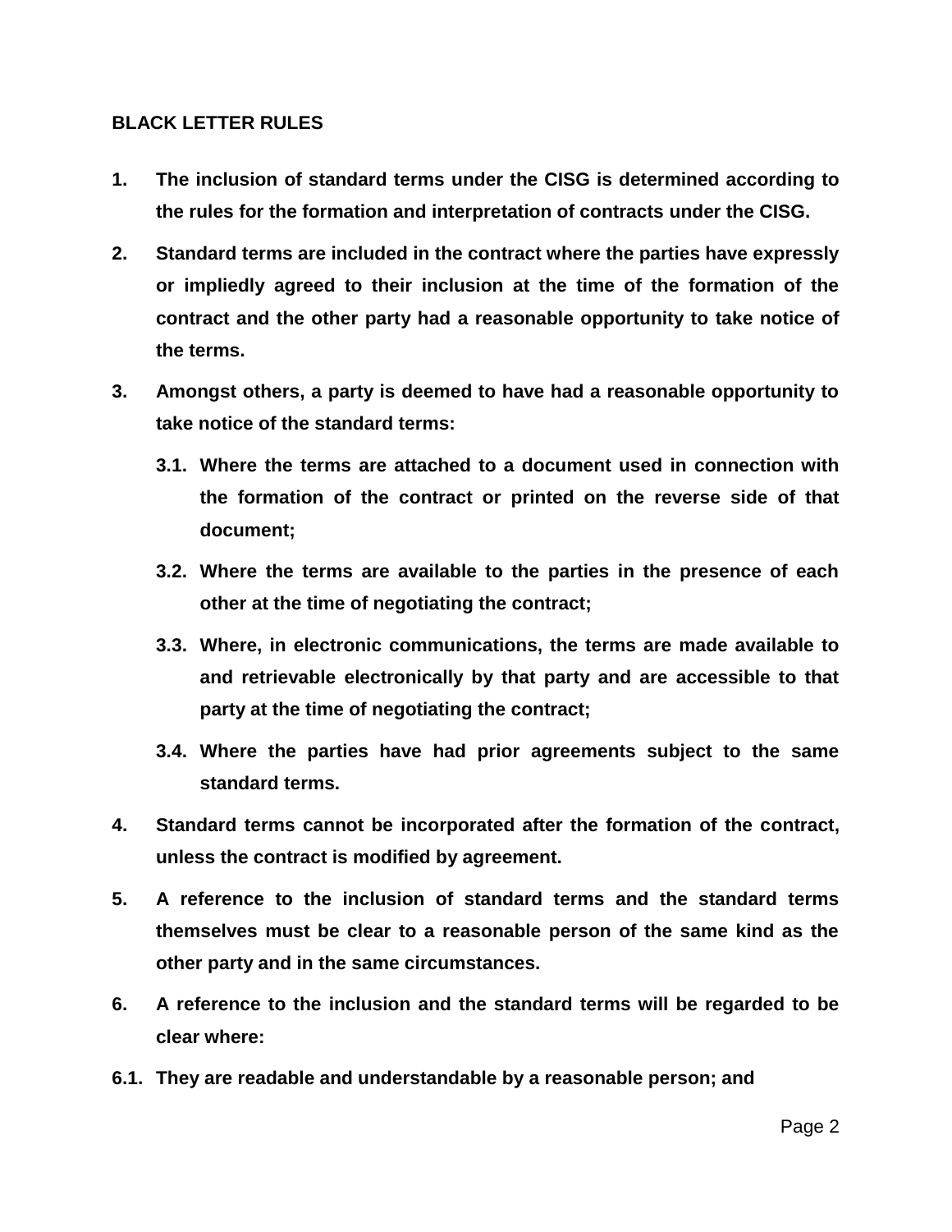**BLACK LETTER RULES**

1. **The inclusion of standard terms under the CISG is determined according to the rules for the formation and interpretation of contracts under the CISG.**

2. **Standard terms are included in the contract where the parties have expressly or impliedly agreed to their inclusion at the time of the formation of the contract and the other party had a reasonable opportunity to take notice of the terms.**

3. **Amongst others, a party is deemed to have had a reasonable opportunity to take notice of the standard terms:**

   3.1. **Where the terms are attached to a document used in connection with the formation of the contract or printed on the reverse side of that document;**

   3.2. **Where the terms are available to the parties in the presence of each other at the time of negotiating the contract;**

   3.3. **Where, in electronic communications, the terms are made available to and retrievable electronically by that party and are accessible to that party at the time of negotiating the contract;**

   3.4. **Where the parties have had prior agreements subject to the same standard terms.**

4. **Standard terms cannot be incorporated after the formation of the contract, unless the contract is modified by agreement.**

5. **A reference to the inclusion of standard terms and the standard terms themselves must be clear to a reasonable person of the same kind as the other party and in the same circumstances.**

6. **A reference to the inclusion and the standard terms will be regarded to be clear where:**

6.1. **They are readable and understandable by a reasonable person; and**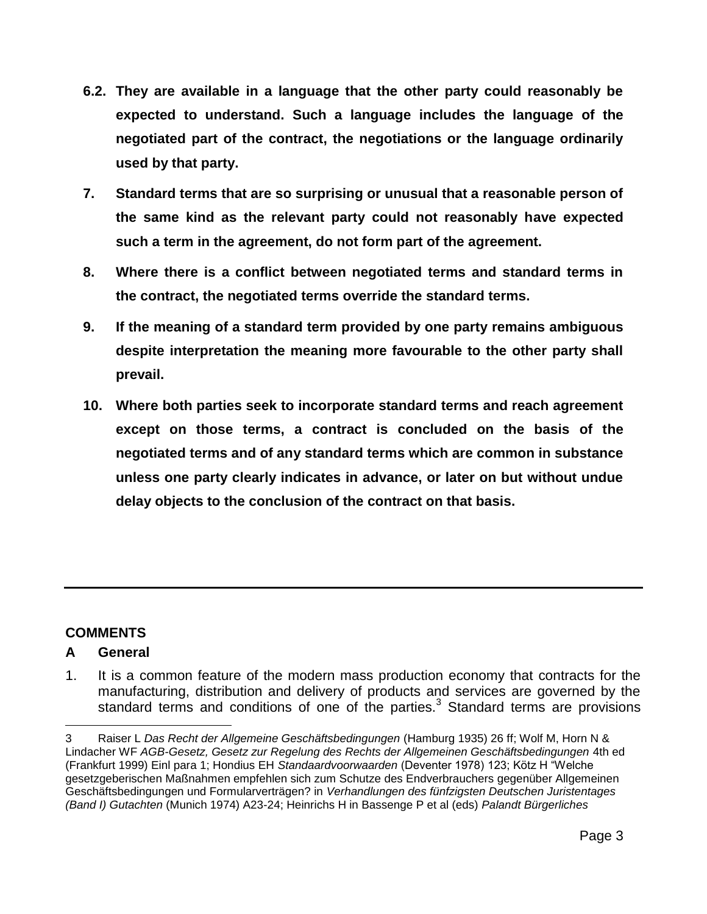**6.2. They are available in a language that the other party could reasonably be expected to understand. Such a language includes the language of the negotiated part of the contract, the negotiations or the language ordinarily used by that party.**

**7. Standard terms that are so surprising or unusual that a reasonable person of the same kind as the relevant party could not reasonably have expected such a term in the agreement, do not form part of the agreement.**

**8. Where there is a conflict between negotiated terms and standard terms in the contract, the negotiated terms override the standard terms.**

**9. If the meaning of a standard term provided by one party remains ambiguous despite interpretation the meaning more favourable to the other party shall prevail.**

**10. Where both parties seek to incorporate standard terms and reach agreement except on those terms, a contract is concluded on the basis of the negotiated terms and of any standard terms which are common in substance unless one party clearly indicates in advance, or later on but without undue delay objects to the conclusion of the contract on that basis.**

---

## COMMENTS

### A General

1. It is a common feature of the modern mass production economy that contracts for the manufacturing, distribution and delivery of products and services are governed by the standard terms and conditions of one of the parties.[3] Standard terms are provisions

---

3 Raiser L *Das Recht der Allgemeine Geschäftsbedingungen* (Hamburg 1935) 26 ff; Wolf M, Horn N & Lindacher WF *AGB-Gesetz, Gesetz zur Regelung des Rechts der Allgemeinen Geschäftsbedingungen* 4th ed (Frankfurt 1999) Einl para 1; Hondius EH *Standaardvoorwaarden* (Deventer 1978) 123; Kötz H "Welche gesetzgeberischen Maßnahmen empfehlen sich zum Schutze des Endverbrauchers gegenüber Allgemeinen Geschäftsbedingungen und Formularverträgen? in *Verhandlungen des fünfzigsten Deutschen Juristentages (Band I) Gutachten* (Munich 1974) A23-24; Heinrichs H in Bassenge P et al (eds) *Palandt Bürgerliches*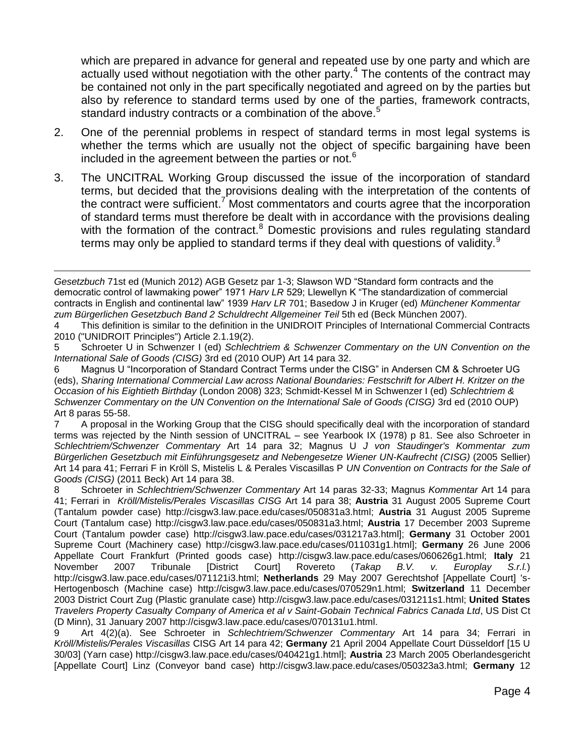which are prepared in advance for general and repeated use by one party and which are actually used without negotiation with the other party.[4] The contents of the contract may be contained not only in the part specifically negotiated and agreed on by the parties but also by reference to standard terms used by one of the parties, framework contracts, standard industry contracts or a combination of the above.[5]

2. One of the perennial problems in respect of standard terms in most legal systems is whether the terms which are usually not the object of specific bargaining have been included in the agreement between the parties or not.[6]

3. The UNCITRAL Working Group discussed the issue of the incorporation of standard terms, but decided that the provisions dealing with the interpretation of the contents of the contract were sufficient.[7] Most commentators and courts agree that the incorporation of standard terms must therefore be dealt with in accordance with the provisions dealing with the formation of the contract.[8] Domestic provisions and rules regulating standard terms may only be applied to standard terms if they deal with questions of validity.[9]

---

*Gesetzbuch* 71st ed (Munich 2012) AGB Gesetz par 1-3; Slawson WD "Standard form contracts and the democratic control of lawmaking power" 1971 *Harv LR* 529; Llewellyn K "The standardization of commercial contracts in English and continental law" 1939 *Harv LR* 701; Basedow J in Kruger (ed) *Münchener Kommentar zum Bürgerlichen Gesetzbuch Band 2 Schuldrecht Allgemeiner Teil* 5th ed (Beck München 2007).

4 This definition is similar to the definition in the UNIDROIT Principles of International Commercial Contracts 2010 ("UNIDROIT Principles") Article 2.1.19(2).

5 Schroeter U in Schwenzer I (ed) *Schlechtriem & Schwenzer Commentary on the UN Convention on the International Sale of Goods (CISG)* 3rd ed (2010 OUP) Art 14 para 32.

6 Magnus U "Incorporation of Standard Contract Terms under the CISG" in Andersen CM & Schroeter UG (eds), *Sharing International Commercial Law across National Boundaries: Festschrift for Albert H. Kritzer on the Occasion of his Eightieth Birthday* (London 2008) 323; Schmidt-Kessel M in Schwenzer I (ed) *Schlechtriem & Schwenzer Commentary on the UN Convention on the International Sale of Goods (CISG)* 3rd ed (2010 OUP) Art 8 paras 55-58.

7 A proposal in the Working Group that the CISG should specifically deal with the incorporation of standard terms was rejected by the Ninth session of UNCITRAL – see Yearbook IX (1978) p 81. See also Schroeter in *Schlechtriem/Schwenzer Commentary* Art 14 para 32; Magnus U *J von Staudinger's Kommentar zum Bürgerlichen Gesetzbuch mit Einführungsgesetz and Nebengesetze Wiener UN-Kaufrecht (CISG)* (2005 Sellier) Art 14 para 41; Ferrari F in Kröll S, Mistelis L & Perales Viscasillas P *UN Convention on Contracts for the Sale of Goods (CISG)* (2011 Beck) Art 14 para 38.

8 Schroeter in *Schlechtriem/Schwenzer Commentary* Art 14 paras 32-33; Magnus *Kommentar* Art 14 para 41; Ferrari in *Kröll/Mistelis/Perales Viscasillas CISG* Art 14 para 38; **Austria** 31 August 2005 Supreme Court (Tantalum powder case) http://cisgw3.law.pace.edu/cases/050831a3.html; **Austria** 31 August 2005 Supreme Court (Tantalum case) http://cisgw3.law.pace.edu/cases/050831a3.html; **Austria** 17 December 2003 Supreme Court (Tantalum powder case) http://cisgw3.law.pace.edu/cases/031217a3.html]; **Germany** 31 October 2001 Supreme Court (Machinery case) http://cisgw3.law.pace.edu/cases/011031g1.html]; **Germany** 26 June 2006 Appellate Court Frankfurt (Printed goods case) http://cisgw3.law.pace.edu/cases/060626g1.html; **Italy** 21 November 2007 Tribunale [District Court] Rovereto (*Takap B.V. v. Europlay S.r.l.*) http://cisgw3.law.pace.edu/cases/071121i3.html; **Netherlands** 29 May 2007 Gerechtshof [Appellate Court] 's-Hertogenbosch (Machine case) http://cisgw3.law.pace.edu/cases/070529n1.html; **Switzerland** 11 December 2003 District Court Zug (Plastic granulate case) http://cisgw3.law.pace.edu/cases/031211s1.html; **United States** *Travelers Property Casualty Company of America et al v Saint-Gobain Technical Fabrics Canada Ltd*, US Dist Ct (D Minn), 31 January 2007 http://cisgw3.law.pace.edu/cases/070131u1.html.

9 Art 4(2)(a). See Schroeter in *Schlechtriem/Schwenzer Commentary* Art 14 para 34; Ferrari in *Kröll/Mistelis/Perales Viscasillas* CISG Art 14 para 42; **Germany** 21 April 2004 Appellate Court Düsseldorf [15 U 30/03] (Yarn case) http://cisgw3.law.pace.edu/cases/040421g1.html]; **Austria** 23 March 2005 Oberlandesgericht [Appellate Court] Linz (Conveyor band case) http://cisgw3.law.pace.edu/cases/050323a3.html; **Germany** 12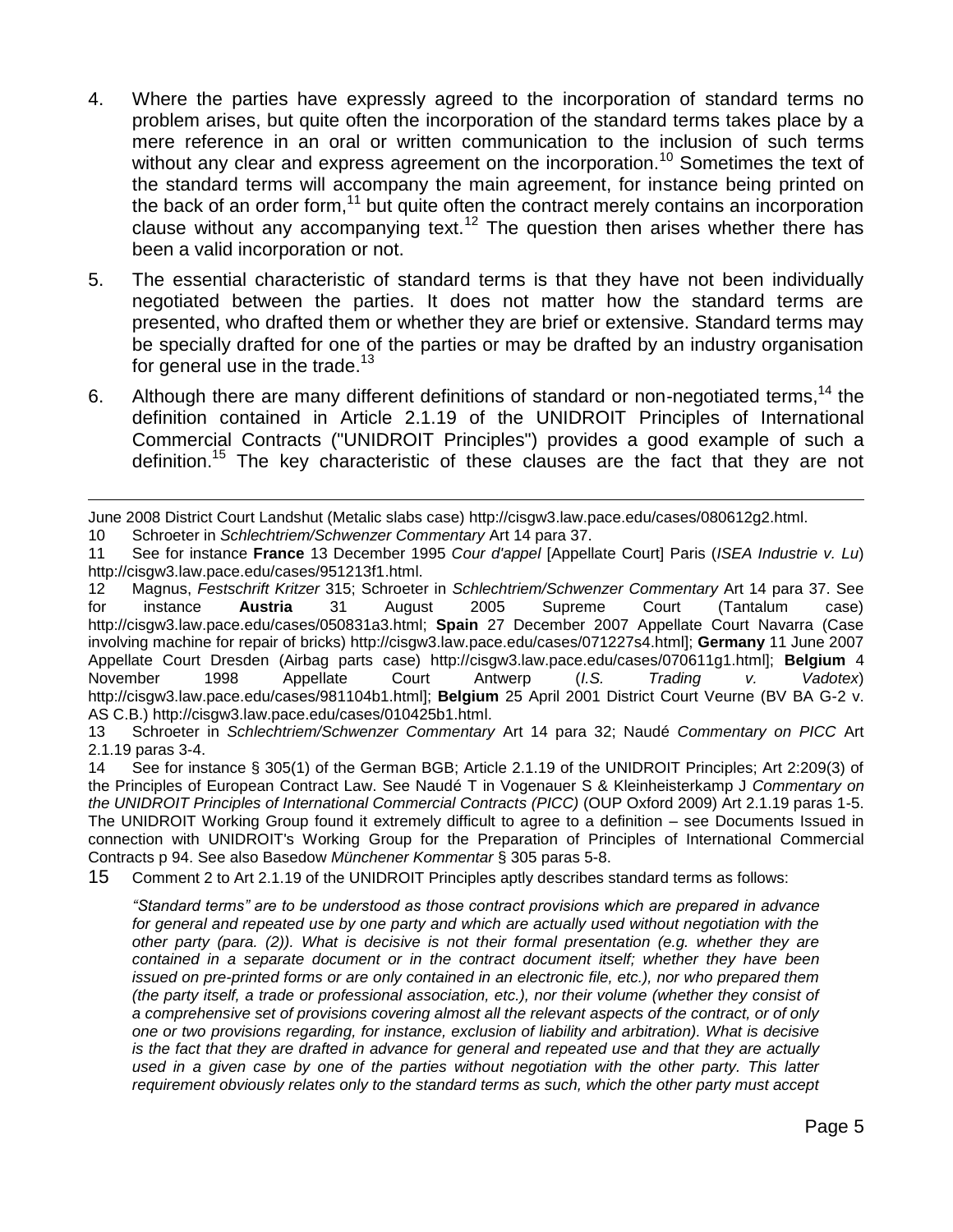4. Where the parties have expressly agreed to the incorporation of standard terms no problem arises, but quite often the incorporation of the standard terms takes place by a mere reference in an oral or written communication to the inclusion of such terms without any clear and express agreement on the incorporation.[10] Sometimes the text of the standard terms will accompany the main agreement, for instance being printed on the back of an order form,[11] but quite often the contract merely contains an incorporation clause without any accompanying text.[12] The question then arises whether there has been a valid incorporation or not.

5. The essential characteristic of standard terms is that they have not been individually negotiated between the parties. It does not matter how the standard terms are presented, who drafted them or whether they are brief or extensive. Standard terms may be specially drafted for one of the parties or may be drafted by an industry organisation for general use in the trade.[13]

6. Although there are many different definitions of standard or non-negotiated terms,[14] the definition contained in Article 2.1.19 of the UNIDROIT Principles of International Commercial Contracts ("UNIDROIT Principles") provides a good example of such a definition.[15] The key characteristic of these clauses are the fact that they are not

---

June 2008 District Court Landshut (Metalic slabs case) http://cisgw3.law.pace.edu/cases/080612g2.html.

10 Schroeter in *Schlechtriem/Schwenzer Commentary* Art 14 para 37.

11 See for instance **France** 13 December 1995 *Cour d'appel* [Appellate Court] Paris (*ISEA Industrie v. Lu*) http://cisgw3.law.pace.edu/cases/951213f1.html.

12 Magnus, *Festschrift Kritzer* 315; Schroeter in *Schlechtriem/Schwenzer Commentary* Art 14 para 37. See for instance **Austria** 31 August 2005 Supreme Court (Tantalum case) http://cisgw3.law.pace.edu/cases/050831a3.html; **Spain** 27 December 2007 Appellate Court Navarra (Case involving machine for repair of bricks) http://cisgw3.law.pace.edu/cases/071227s4.html]; **Germany** 11 June 2007 Appellate Court Dresden (Airbag parts case) http://cisgw3.law.pace.edu/cases/070611g1.html]; **Belgium** 4 November 1998 Appellate Court Antwerp (*I.S. Trading v. Vadotex*) http://cisgw3.law.pace.edu/cases/981104b1.html]; **Belgium** 25 April 2001 District Court Veurne (BV BA G-2 v. AS C.B.) http://cisgw3.law.pace.edu/cases/010425b1.html.

13 Schroeter in *Schlechtriem/Schwenzer Commentary* Art 14 para 32; Naudé *Commentary on PICC* Art 2.1.19 paras 3-4.

14 See for instance § 305(1) of the German BGB; Article 2.1.19 of the UNIDROIT Principles; Art 2:209(3) of the Principles of European Contract Law. See Naudé T in Vogenauer S & Kleinheisterkamp J *Commentary on the UNIDROIT Principles of International Commercial Contracts (PICC)* (OUP Oxford 2009) Art 2.1.19 paras 1-5. The UNIDROIT Working Group found it extremely difficult to agree to a definition – see Documents Issued in connection with UNIDROIT's Working Group for the Preparation of Principles of International Commercial Contracts p 94. See also Basedow *Münchener Kommentar* § 305 paras 5-8.

15 Comment 2 to Art 2.1.19 of the UNIDROIT Principles aptly describes standard terms as follows:

*"Standard terms" are to be understood as those contract provisions which are prepared in advance for general and repeated use by one party and which are actually used without negotiation with the other party (para. (2)). What is decisive is not their formal presentation (e.g. whether they are contained in a separate document or in the contract document itself; whether they have been issued on pre-printed forms or are only contained in an electronic file, etc.), nor who prepared them (the party itself, a trade or professional association, etc.), nor their volume (whether they consist of a comprehensive set of provisions covering almost all the relevant aspects of the contract, or of only one or two provisions regarding, for instance, exclusion of liability and arbitration). What is decisive is the fact that they are drafted in advance for general and repeated use and that they are actually used in a given case by one of the parties without negotiation with the other party. This latter requirement obviously relates only to the standard terms as such, which the other party must accept*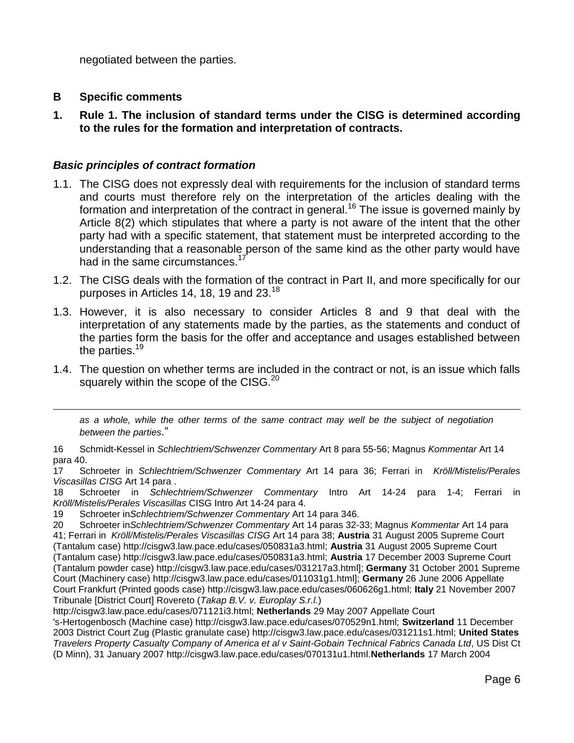negotiated between the parties.

## B Specific comments

### 1. Rule 1. The inclusion of standard terms under the CISG is determined according to the rules for the formation and interpretation of contracts.

#### *Basic principles of contract formation*

1.1. The CISG does not expressly deal with requirements for the inclusion of standard terms and courts must therefore rely on the interpretation of the articles dealing with the formation and interpretation of the contract in general.[16] The issue is governed mainly by Article 8(2) which stipulates that where a party is not aware of the intent that the other party had with a specific statement, that statement must be interpreted according to the understanding that a reasonable person of the same kind as the other party would have had in the same circumstances.[17]

1.2. The CISG deals with the formation of the contract in Part II, and more specifically for our purposes in Articles 14, 18, 19 and 23.[18]

1.3. However, it is also necessary to consider Articles 8 and 9 that deal with the interpretation of any statements made by the parties, as the statements and conduct of the parties form the basis for the offer and acceptance and usages established between the parties.[19]

1.4. The question on whether terms are included in the contract or not, is an issue which falls squarely within the scope of the CISG.[20]

---

*as a whole, while the other terms of the same contract may well be the subject of negotiation between the parties*."

16 Schmidt-Kessel in *Schlechtriem/Schwenzer Commentary* Art 8 para 55-56; Magnus *Kommentar* Art 14 para 40.

17 Schroeter in *Schlechtriem/Schwenzer Commentary* Art 14 para 36; Ferrari in *Kröll/Mistelis/Perales Viscasillas CISG* Art 14 para .

18 Schroeter in *Schlechtriem/Schwenzer Commentary* Intro Art 14-24 para 1-4; Ferrari in *Kröll/Mistelis/Perales Viscasillas* CISG Intro Art 14-24 para 4.

19 Schroeter in*Schlechtriem/Schwenzer Commentary* Art 14 para 346.

20 Schroeter in*Schlechtriem/Schwenzer Commentary* Art 14 paras 32-33; Magnus *Kommentar* Art 14 para 41; Ferrari in *Kröll/Mistelis/Perales Viscasillas CISG* Art 14 para 38; **Austria** 31 August 2005 Supreme Court (Tantalum case) http://cisgw3.law.pace.edu/cases/050831a3.html; **Austria** 31 August 2005 Supreme Court (Tantalum case) http://cisgw3.law.pace.edu/cases/050831a3.html; **Austria** 17 December 2003 Supreme Court (Tantalum powder case) http://cisgw3.law.pace.edu/cases/031217a3.html]; **Germany** 31 October 2001 Supreme Court (Machinery case) http://cisgw3.law.pace.edu/cases/011031g1.html]; **Germany** 26 June 2006 Appellate Court Frankfurt (Printed goods case) http://cisgw3.law.pace.edu/cases/060626g1.html; **Italy** 21 November 2007 Tribunale [District Court] Rovereto (*Takap B.V. v. Europlay S.r.l.*) http://cisgw3.law.pace.edu/cases/071121i3.html; **Netherlands** 29 May 2007 Appellate Court 's-Hertogenbosch (Machine case) http://cisgw3.law.pace.edu/cases/070529n1.html; **Switzerland** 11 December 2003 District Court Zug (Plastic granulate case) http://cisgw3.law.pace.edu/cases/031211s1.html; **United States** *Travelers Property Casualty Company of America et al v Saint-Gobain Technical Fabrics Canada Ltd*, US Dist Ct (D Minn), 31 January 2007 http://cisgw3.law.pace.edu/cases/070131u1.html.**Netherlands** 17 March 2004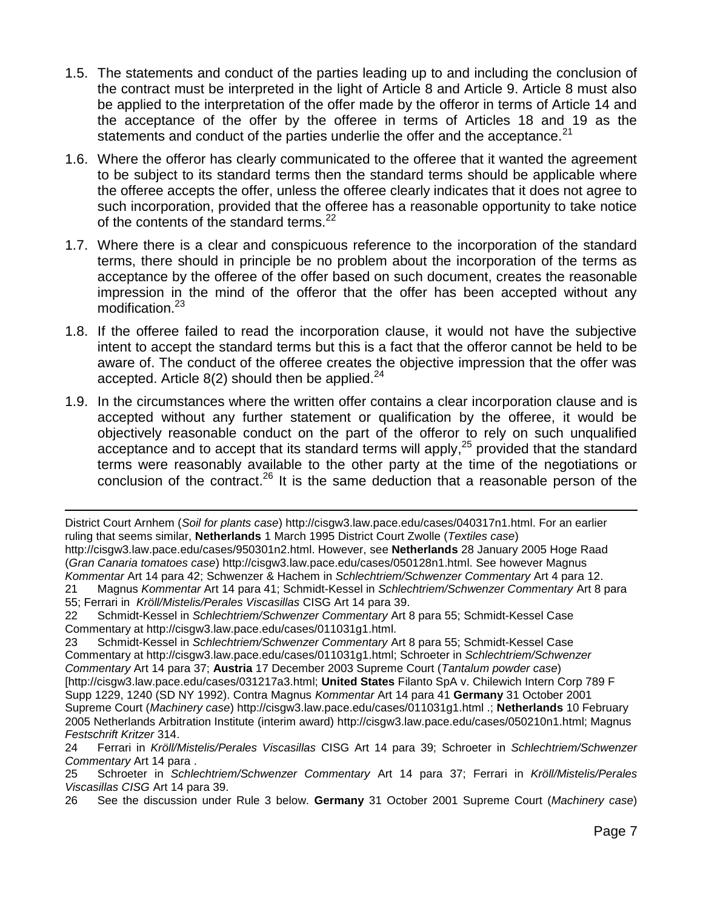1.5. The statements and conduct of the parties leading up to and including the conclusion of the contract must be interpreted in the light of Article 8 and Article 9. Article 8 must also be applied to the interpretation of the offer made by the offeror in terms of Article 14 and the acceptance of the offer by the offeree in terms of Articles 18 and 19 as the statements and conduct of the parties underlie the offer and the acceptance.[21]

1.6. Where the offeror has clearly communicated to the offeree that it wanted the agreement to be subject to its standard terms then the standard terms should be applicable where the offeree accepts the offer, unless the offeree clearly indicates that it does not agree to such incorporation, provided that the offeree has a reasonable opportunity to take notice of the contents of the standard terms.[22]

1.7. Where there is a clear and conspicuous reference to the incorporation of the standard terms, there should in principle be no problem about the incorporation of the terms as acceptance by the offeree of the offer based on such document, creates the reasonable impression in the mind of the offeror that the offer has been accepted without any modification.[23]

1.8. If the offeree failed to read the incorporation clause, it would not have the subjective intent to accept the standard terms but this is a fact that the offeror cannot be held to be aware of. The conduct of the offeree creates the objective impression that the offer was accepted. Article 8(2) should then be applied.[24]

1.9. In the circumstances where the written offer contains a clear incorporation clause and is accepted without any further statement or qualification by the offeree, it would be objectively reasonable conduct on the part of the offeror to rely on such unqualified acceptance and to accept that its standard terms will apply,[25] provided that the standard terms were reasonably available to the other party at the time of the negotiations or conclusion of the contract.[26] It is the same deduction that a reasonable person of the

---

District Court Arnhem (*Soil for plants case*) http://cisgw3.law.pace.edu/cases/040317n1.html. For an earlier ruling that seems similar, **Netherlands** 1 March 1995 District Court Zwolle (*Textiles case*) http://cisgw3.law.pace.edu/cases/950301n2.html. However, see **Netherlands** 28 January 2005 Hoge Raad (*Gran Canaria tomatoes case*) http://cisgw3.law.pace.edu/cases/050128n1.html. See however Magnus *Kommentar* Art 14 para 42; Schwenzer & Hachem in *Schlechtriem/Schwenzer Commentary* Art 4 para 12.

21 Magnus *Kommentar* Art 14 para 41; Schmidt-Kessel in *Schlechtriem/Schwenzer Commentary* Art 8 para 55; Ferrari in *Kröll/Mistelis/Perales Viscasillas* CISG Art 14 para 39.

22 Schmidt-Kessel in *Schlechtriem/Schwenzer Commentary* Art 8 para 55; Schmidt-Kessel Case Commentary at http://cisgw3.law.pace.edu/cases/011031g1.html.

23 Schmidt-Kessel in *Schlechtriem/Schwenzer Commentary* Art 8 para 55; Schmidt-Kessel Case Commentary at http://cisgw3.law.pace.edu/cases/011031g1.html; Schroeter in *Schlechtriem/Schwenzer Commentary* Art 14 para 37; **Austria** 17 December 2003 Supreme Court (*Tantalum powder case*) [http://cisgw3.law.pace.edu/cases/031217a3.html; **United States** Filanto SpA v. Chilewich Intern Corp 789 F Supp 1229, 1240 (SD NY 1992). Contra Magnus *Kommentar* Art 14 para 41 **Germany** 31 October 2001 Supreme Court (*Machinery case*) http://cisgw3.law.pace.edu/cases/011031g1.html .; **Netherlands** 10 February 2005 Netherlands Arbitration Institute (interim award) http://cisgw3.law.pace.edu/cases/050210n1.html; Magnus *Festschrift Kritzer* 314.

24 Ferrari in *Kröll/Mistelis/Perales Viscasillas* CISG Art 14 para 39; Schroeter in *Schlechtriem/Schwenzer Commentary* Art 14 para .

25 Schroeter in *Schlechtriem/Schwenzer Commentary* Art 14 para 37; Ferrari in *Kröll/Mistelis/Perales Viscasillas CISG* Art 14 para 39.

26 See the discussion under Rule 3 below. **Germany** 31 October 2001 Supreme Court (*Machinery case*)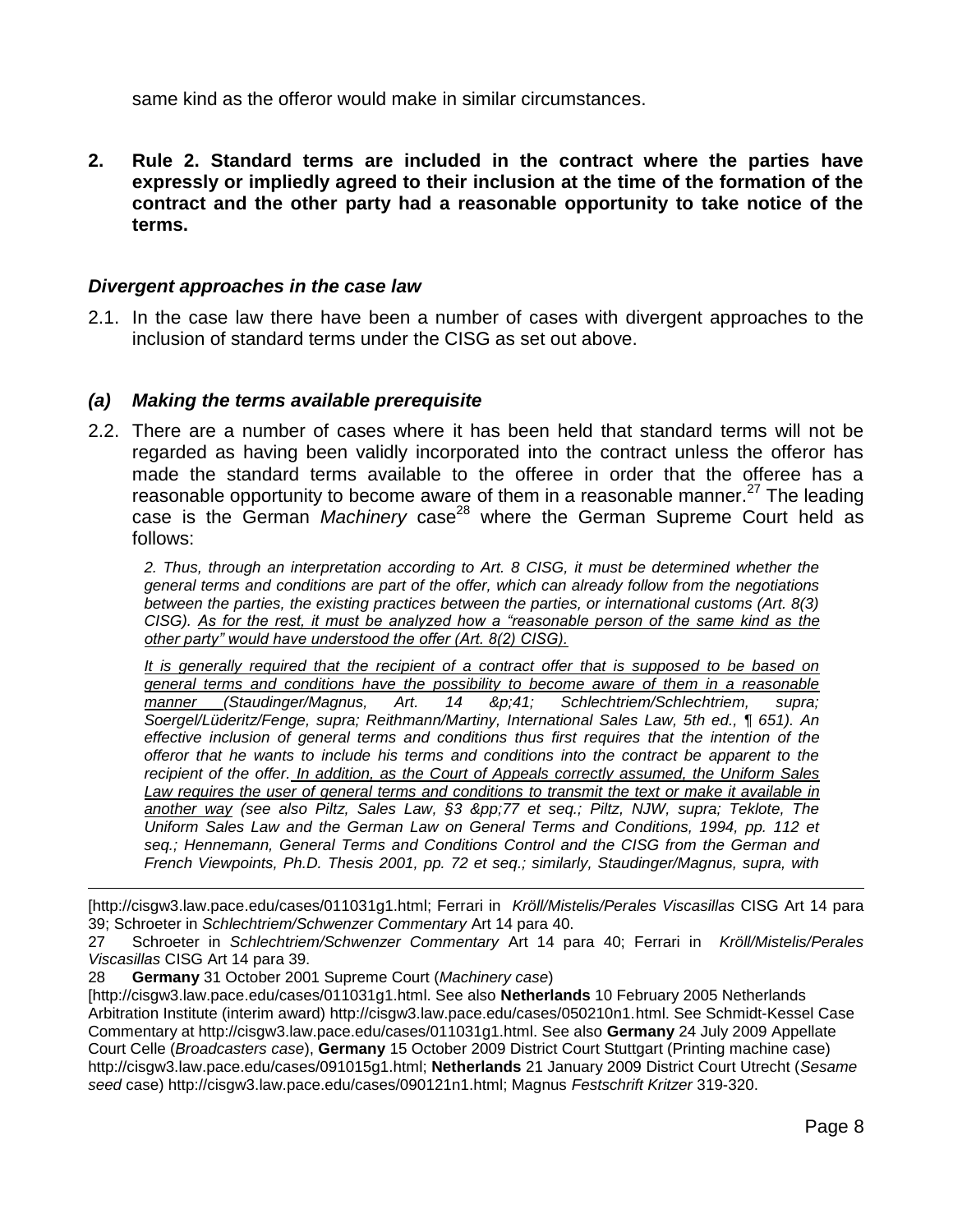same kind as the offeror would make in similar circumstances.

**2. Rule 2. Standard terms are included in the contract where the parties have expressly or impliedly agreed to their inclusion at the time of the formation of the contract and the other party had a reasonable opportunity to take notice of the terms.**

### *Divergent approaches in the case law*

2.1. In the case law there have been a number of cases with divergent approaches to the inclusion of standard terms under the CISG as set out above.

### *(a) Making the terms available prerequisite*

2.2. There are a number of cases where it has been held that standard terms will not be regarded as having been validly incorporated into the contract unless the offeror has made the standard terms available to the offeree in order that the offeree has a reasonable opportunity to become aware of them in a reasonable manner.[27] The leading case is the German *Machinery* case[28] where the German Supreme Court held as follows:

> *2. Thus, through an interpretation according to Art. 8 CISG, it must be determined whether the general terms and conditions are part of the offer, which can already follow from the negotiations between the parties, the existing practices between the parties, or international customs (Art. 8(3) CISG). As for the rest, it must be analyzed how a "reasonable person of the same kind as the other party" would have understood the offer (Art. 8(2) CISG).*
>
> *It is generally required that the recipient of a contract offer that is supposed to be based on general terms and conditions have the possibility to become aware of them in a reasonable manner (Staudinger/Magnus, Art. 14 &p;41; Schlechtriem/Schlechtriem, supra; Soergel/Lüderitz/Fenge, supra; Reithmann/Martiny, International Sales Law, 5th ed., ¶ 651). An effective inclusion of general terms and conditions thus first requires that the intention of the offeror that he wants to include his terms and conditions into the contract be apparent to the recipient of the offer. In addition, as the Court of Appeals correctly assumed, the Uniform Sales Law requires the user of general terms and conditions to transmit the text or make it available in another way (see also Piltz, Sales Law, §3 &pp;77 et seq.; Piltz, NJW, supra; Teklote, The Uniform Sales Law and the German Law on General Terms and Conditions, 1994, pp. 112 et seq.; Hennemann, General Terms and Conditions Control and the CISG from the German and French Viewpoints, Ph.D. Thesis 2001, pp. 72 et seq.; similarly, Staudinger/Magnus, supra, with*

---

[http://cisgw3.law.pace.edu/cases/011031g1.html; Ferrari in *Kröll/Mistelis/Perales Viscasillas* CISG Art 14 para 39; Schroeter in *Schlechtriem/Schwenzer Commentary* Art 14 para 40.

27 Schroeter in *Schlechtriem/Schwenzer Commentary* Art 14 para 40; Ferrari in *Kröll/Mistelis/Perales Viscasillas* CISG Art 14 para 39.

28 **Germany** 31 October 2001 Supreme Court (*Machinery case*) [http://cisgw3.law.pace.edu/cases/011031g1.html. See also **Netherlands** 10 February 2005 Netherlands Arbitration Institute (interim award) http://cisgw3.law.pace.edu/cases/050210n1.html. See Schmidt-Kessel Case Commentary at http://cisgw3.law.pace.edu/cases/011031g1.html. See also **Germany** 24 July 2009 Appellate Court Celle (*Broadcasters case*), **Germany** 15 October 2009 District Court Stuttgart (Printing machine case) http://cisgw3.law.pace.edu/cases/091015g1.html; **Netherlands** 21 January 2009 District Court Utrecht (*Sesame seed* case) http://cisgw3.law.pace.edu/cases/090121n1.html; Magnus *Festschrift Kritzer* 319-320.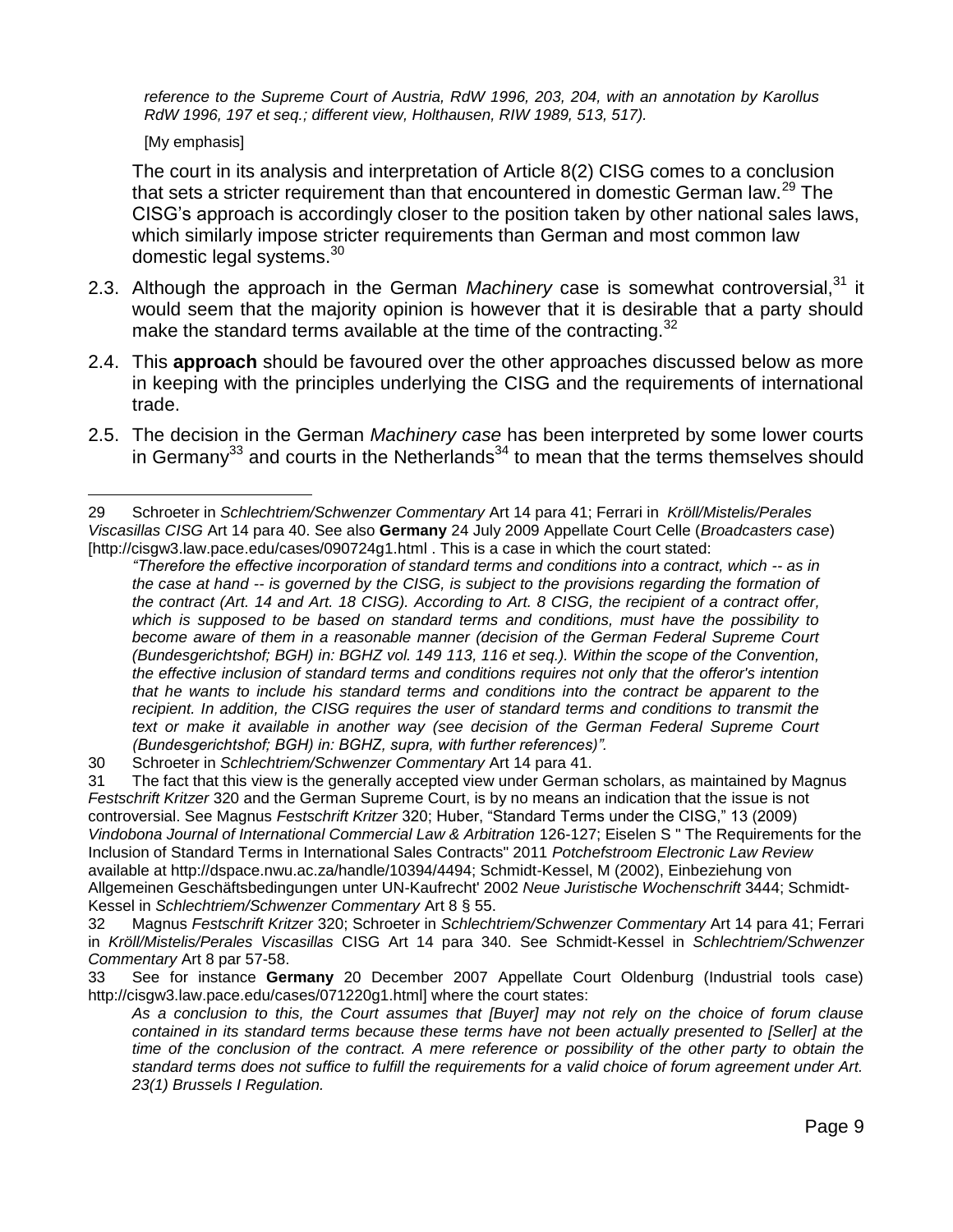*reference to the Supreme Court of Austria, RdW 1996, 203, 204, with an annotation by Karollus RdW 1996, 197 et seq.; different view, Holthausen, RIW 1989, 513, 517).*

[My emphasis]

The court in its analysis and interpretation of Article 8(2) CISG comes to a conclusion that sets a stricter requirement than that encountered in domestic German law.[29] The CISG's approach is accordingly closer to the position taken by other national sales laws, which similarly impose stricter requirements than German and most common law domestic legal systems.[30]

2.3. Although the approach in the German *Machinery* case is somewhat controversial,[31] it would seem that the majority opinion is however that it is desirable that a party should make the standard terms available at the time of the contracting.[32]

2.4. This **approach** should be favoured over the other approaches discussed below as more in keeping with the principles underlying the CISG and the requirements of international trade.

2.5. The decision in the German *Machinery case* has been interpreted by some lower courts in Germany[33] and courts in the Netherlands[34] to mean that the terms themselves should

---

29 Schroeter in *Schlechtriem/Schwenzer Commentary* Art 14 para 41; Ferrari in *Kröll/Mistelis/Perales Viscasillas CISG* Art 14 para 40. See also **Germany** 24 July 2009 Appellate Court Celle (*Broadcasters case*) [http://cisgw3.law.pace.edu/cases/090724g1.html . This is a case in which the court stated:

*"Therefore the effective incorporation of standard terms and conditions into a contract, which -- as in the case at hand -- is governed by the CISG, is subject to the provisions regarding the formation of the contract (Art. 14 and Art. 18 CISG). According to Art. 8 CISG, the recipient of a contract offer, which is supposed to be based on standard terms and conditions, must have the possibility to become aware of them in a reasonable manner (decision of the German Federal Supreme Court (Bundesgerichtshof; BGH) in: BGHZ vol. 149 113, 116 et seq.). Within the scope of the Convention, the effective inclusion of standard terms and conditions requires not only that the offeror's intention that he wants to include his standard terms and conditions into the contract be apparent to the recipient. In addition, the CISG requires the user of standard terms and conditions to transmit the text or make it available in another way (see decision of the German Federal Supreme Court (Bundesgerichtshof; BGH) in: BGHZ, supra, with further references)".*

30 Schroeter in *Schlechtriem/Schwenzer Commentary* Art 14 para 41.

31 The fact that this view is the generally accepted view under German scholars, as maintained by Magnus *Festschrift Kritzer* 320 and the German Supreme Court, is by no means an indication that the issue is not controversial. See Magnus *Festschrift Kritzer* 320; Huber, "Standard Terms under the CISG," 13 (2009) *Vindobona Journal of International Commercial Law & Arbitration* 126-127; Eiselen S " The Requirements for the Inclusion of Standard Terms in International Sales Contracts" 2011 *Potchefstroom Electronic Law Review* available at http://dspace.nwu.ac.za/handle/10394/4494; Schmidt-Kessel, M (2002), Einbeziehung von Allgemeinen Geschäftsbedingungen unter UN-Kaufrecht' 2002 *Neue Juristische Wochenschrift* 3444; Schmidt-Kessel in *Schlechtriem/Schwenzer Commentary* Art 8 § 55.

32 Magnus *Festschrift Kritzer* 320; Schroeter in *Schlechtriem/Schwenzer Commentary* Art 14 para 41; Ferrari in *Kröll/Mistelis/Perales Viscasillas* CISG Art 14 para 340. See Schmidt-Kessel in *Schlechtriem/Schwenzer Commentary* Art 8 par 57-58.

33 See for instance **Germany** 20 December 2007 Appellate Court Oldenburg (Industrial tools case) http://cisgw3.law.pace.edu/cases/071220g1.html] where the court states:

*As a conclusion to this, the Court assumes that [Buyer] may not rely on the choice of forum clause contained in its standard terms because these terms have not been actually presented to [Seller] at the time of the conclusion of the contract. A mere reference or possibility of the other party to obtain the standard terms does not suffice to fulfill the requirements for a valid choice of forum agreement under Art. 23(1) Brussels I Regulation.*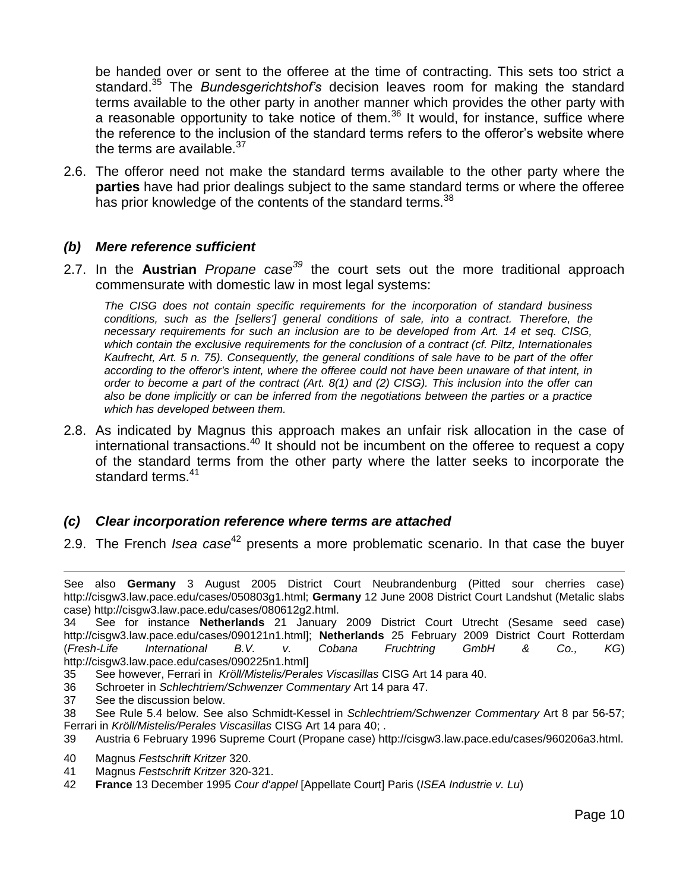be handed over or sent to the offeree at the time of contracting. This sets too strict a standard.[35] The *Bundesgerichtshof's* decision leaves room for making the standard terms available to the other party in another manner which provides the other party with a reasonable opportunity to take notice of them.[36] It would, for instance, suffice where the reference to the inclusion of the standard terms refers to the offeror's website where the terms are available.[37]

2.6. The offeror need not make the standard terms available to the other party where the **parties** have had prior dealings subject to the same standard terms or where the offeree has prior knowledge of the contents of the standard terms.[38]

### *(b) Mere reference sufficient*

2.7. In the **Austrian** *Propane case*[39] the court sets out the more traditional approach commensurate with domestic law in most legal systems:

> *The CISG does not contain specific requirements for the incorporation of standard business conditions, such as the [sellers'] general conditions of sale, into a contract. Therefore, the necessary requirements for such an inclusion are to be developed from Art. 14 et seq. CISG, which contain the exclusive requirements for the conclusion of a contract (cf. Piltz, Internationales Kaufrecht, Art. 5 n. 75). Consequently, the general conditions of sale have to be part of the offer according to the offeror's intent, where the offeree could not have been unaware of that intent, in order to become a part of the contract (Art. 8(1) and (2) CISG). This inclusion into the offer can also be done implicitly or can be inferred from the negotiations between the parties or a practice which has developed between them.*

2.8. As indicated by Magnus this approach makes an unfair risk allocation in the case of international transactions.[40] It should not be incumbent on the offeree to request a copy of the standard terms from the other party where the latter seeks to incorporate the standard terms.[41]

### *(c) Clear incorporation reference where terms are attached*

2.9. The French *Isea case*[42] presents a more problematic scenario. In that case the buyer

---

See also **Germany** 3 August 2005 District Court Neubrandenburg (Pitted sour cherries case) http://cisgw3.law.pace.edu/cases/050803g1.html; **Germany** 12 June 2008 District Court Landshut (Metalic slabs case) http://cisgw3.law.pace.edu/cases/080612g2.html.

34 See for instance **Netherlands** 21 January 2009 District Court Utrecht (Sesame seed case) http://cisgw3.law.pace.edu/cases/090121n1.html]; **Netherlands** 25 February 2009 District Court Rotterdam (*Fresh-Life International B.V. v. Cobana Fruchtring GmbH & Co., KG*) http://cisgw3.law.pace.edu/cases/090225n1.html]

35 See however, Ferrari in *Kröll/Mistelis/Perales Viscasillas* CISG Art 14 para 40.

36 Schroeter in *Schlechtriem/Schwenzer Commentary* Art 14 para 47.

37 See the discussion below.

38 See Rule 5.4 below. See also Schmidt-Kessel in *Schlechtriem/Schwenzer Commentary* Art 8 par 56-57; Ferrari in *Kröll/Mistelis/Perales Viscasillas* CISG Art 14 para 40; .

39 Austria 6 February 1996 Supreme Court (Propane case) http://cisgw3.law.pace.edu/cases/960206a3.html.

40 Magnus *Festschrift Kritzer* 320.

41 Magnus *Festschrift Kritzer* 320-321.

42 **France** 13 December 1995 *Cour d'appel* [Appellate Court] Paris (*ISEA Industrie v. Lu*)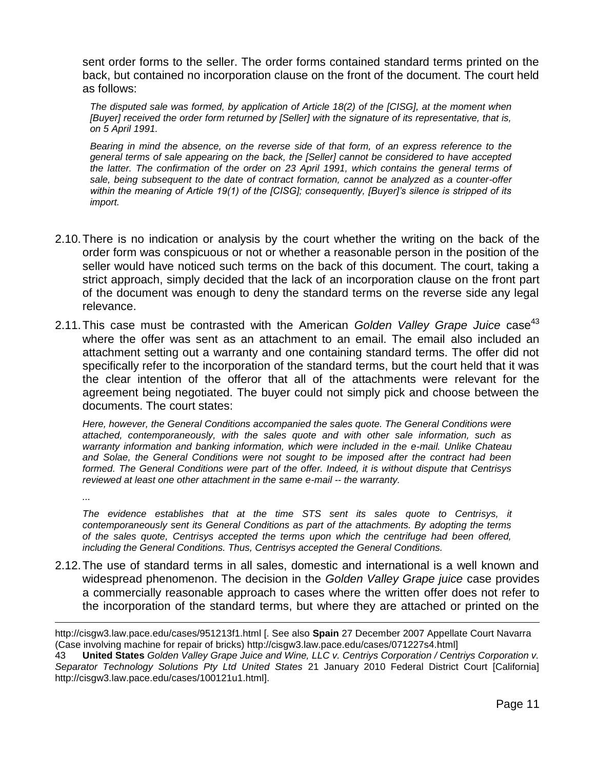sent order forms to the seller. The order forms contained standard terms printed on the back, but contained no incorporation clause on the front of the document. The court held as follows:

> *The disputed sale was formed, by application of Article 18(2) of the [CISG], at the moment when [Buyer] received the order form returned by [Seller] with the signature of its representative, that is, on 5 April 1991.*
>
> *Bearing in mind the absence, on the reverse side of that form, of an express reference to the general terms of sale appearing on the back, the [Seller] cannot be considered to have accepted the latter. The confirmation of the order on 23 April 1991, which contains the general terms of sale, being subsequent to the date of contract formation, cannot be analyzed as a counter-offer within the meaning of Article 19(1) of the [CISG]; consequently, [Buyer]'s silence is stripped of its import.*

2.10. There is no indication or analysis by the court whether the writing on the back of the order form was conspicuous or not or whether a reasonable person in the position of the seller would have noticed such terms on the back of this document. The court, taking a strict approach, simply decided that the lack of an incorporation clause on the front part of the document was enough to deny the standard terms on the reverse side any legal relevance.

2.11. This case must be contrasted with the American *Golden Valley Grape Juice* case[43] where the offer was sent as an attachment to an email. The email also included an attachment setting out a warranty and one containing standard terms. The offer did not specifically refer to the incorporation of the standard terms, but the court held that it was the clear intention of the offeror that all of the attachments were relevant for the agreement being negotiated. The buyer could not simply pick and choose between the documents. The court states:

> *Here, however, the General Conditions accompanied the sales quote. The General Conditions were attached, contemporaneously, with the sales quote and with other sale information, such as warranty information and banking information, which were included in the e-mail. Unlike Chateau and Solae, the General Conditions were not sought to be imposed after the contract had been formed. The General Conditions were part of the offer. Indeed, it is without dispute that Centrisys reviewed at least one other attachment in the same e-mail -- the warranty.*
>
> *...*
>
> *The evidence establishes that at the time STS sent its sales quote to Centrisys, it contemporaneously sent its General Conditions as part of the attachments. By adopting the terms of the sales quote, Centrisys accepted the terms upon which the centrifuge had been offered, including the General Conditions. Thus, Centrisys accepted the General Conditions.*

2.12. The use of standard terms in all sales, domestic and international is a well known and widespread phenomenon. The decision in the *Golden Valley Grape juice* case provides a commercially reasonable approach to cases where the written offer does not refer to the incorporation of the standard terms, but where they are attached or printed on the

---

http://cisgw3.law.pace.edu/cases/951213f1.html [. See also **Spain** 27 December 2007 Appellate Court Navarra (Case involving machine for repair of bricks) http://cisgw3.law.pace.edu/cases/071227s4.html]

43 **United States** *Golden Valley Grape Juice and Wine, LLC v. Centriys Corporation / Centriys Corporation v. Separator Technology Solutions Pty Ltd United States* 21 January 2010 Federal District Court [California] http://cisgw3.law.pace.edu/cases/100121u1.html].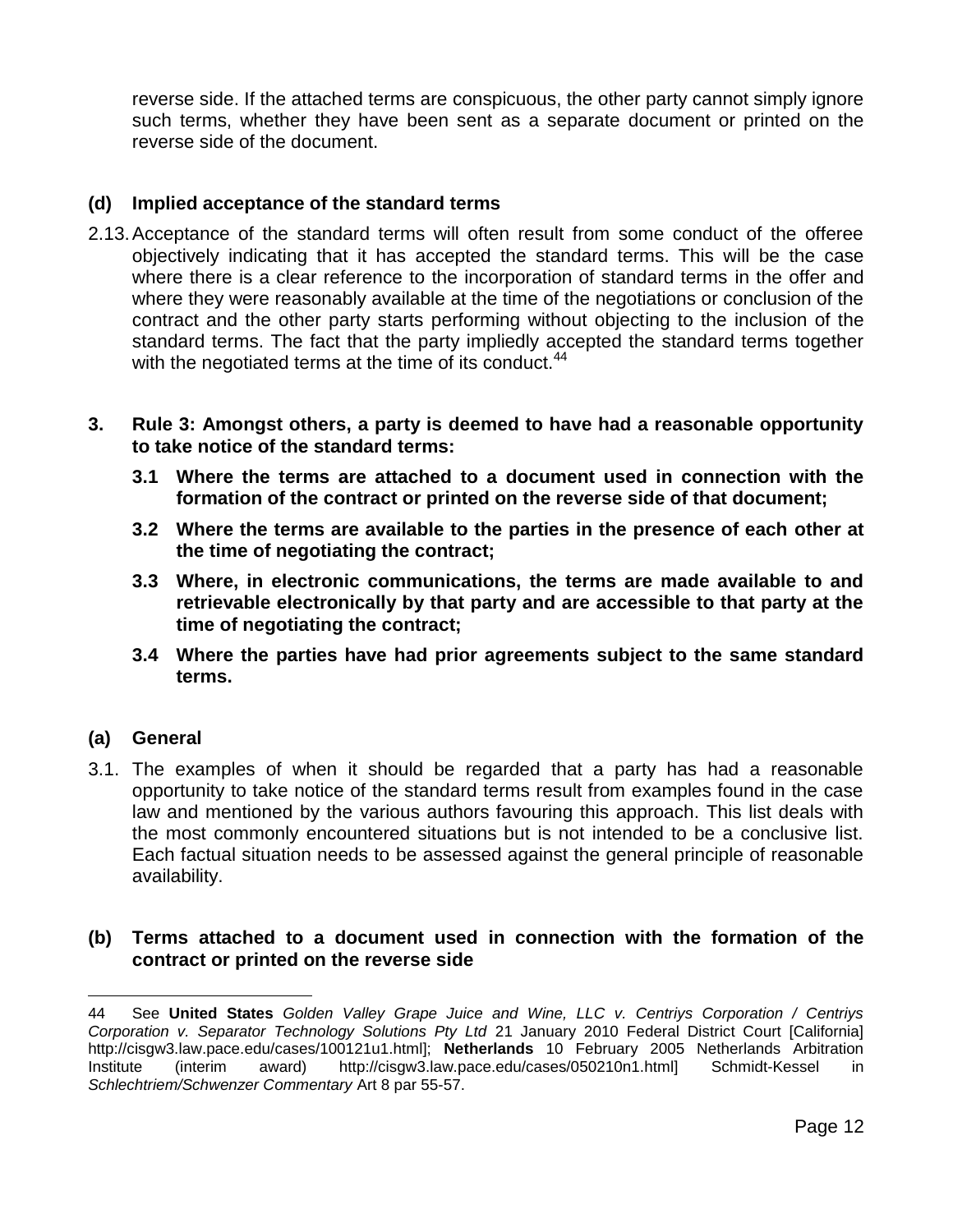reverse side. If the attached terms are conspicuous, the other party cannot simply ignore such terms, whether they have been sent as a separate document or printed on the reverse side of the document.

### (d) Implied acceptance of the standard terms

2.13. Acceptance of the standard terms will often result from some conduct of the offeree objectively indicating that it has accepted the standard terms. This will be the case where there is a clear reference to the incorporation of standard terms in the offer and where they were reasonably available at the time of the negotiations or conclusion of the contract and the other party starts performing without objecting to the inclusion of the standard terms. The fact that the party impliedly accepted the standard terms together with the negotiated terms at the time of its conduct.[44]

## 3. Rule 3: Amongst others, a party is deemed to have had a reasonable opportunity to take notice of the standard terms:

**3.1 Where the terms are attached to a document used in connection with the formation of the contract or printed on the reverse side of that document;**

**3.2 Where the terms are available to the parties in the presence of each other at the time of negotiating the contract;**

**3.3 Where, in electronic communications, the terms are made available to and retrievable electronically by that party and are accessible to that party at the time of negotiating the contract;**

**3.4 Where the parties have had prior agreements subject to the same standard terms.**

### (a) General

3.1. The examples of when it should be regarded that a party has had a reasonable opportunity to take notice of the standard terms result from examples found in the case law and mentioned by the various authors favouring this approach. This list deals with the most commonly encountered situations but is not intended to be a conclusive list. Each factual situation needs to be assessed against the general principle of reasonable availability.

### (b) Terms attached to a document used in connection with the formation of the contract or printed on the reverse side

---

44 See **United States** *Golden Valley Grape Juice and Wine, LLC v. Centriys Corporation / Centriys Corporation v. Separator Technology Solutions Pty Ltd* 21 January 2010 Federal District Court [California] http://cisgw3.law.pace.edu/cases/100121u1.html]; **Netherlands** 10 February 2005 Netherlands Arbitration Institute (interim award) http://cisgw3.law.pace.edu/cases/050210n1.html] Schmidt-Kessel in *Schlechtriem/Schwenzer Commentary* Art 8 par 55-57.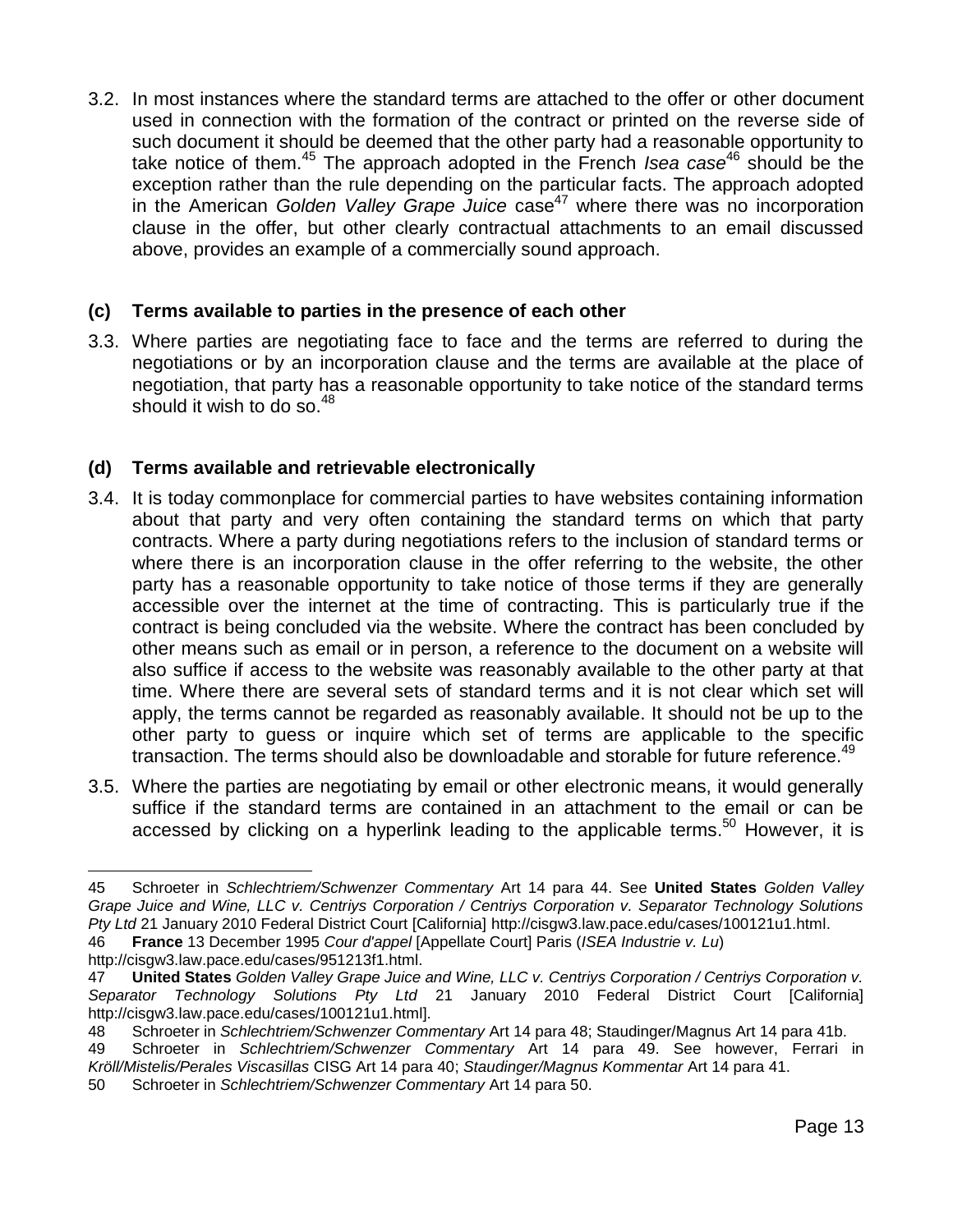3.2. In most instances where the standard terms are attached to the offer or other document used in connection with the formation of the contract or printed on the reverse side of such document it should be deemed that the other party had a reasonable opportunity to take notice of them.[45] The approach adopted in the French *Isea case*[46] should be the exception rather than the rule depending on the particular facts. The approach adopted in the American *Golden Valley Grape Juice* case[47] where there was no incorporation clause in the offer, but other clearly contractual attachments to an email discussed above, provides an example of a commercially sound approach.

### (c) Terms available to parties in the presence of each other

3.3. Where parties are negotiating face to face and the terms are referred to during the negotiations or by an incorporation clause and the terms are available at the place of negotiation, that party has a reasonable opportunity to take notice of the standard terms should it wish to do so.[48]

### (d) Terms available and retrievable electronically

3.4. It is today commonplace for commercial parties to have websites containing information about that party and very often containing the standard terms on which that party contracts. Where a party during negotiations refers to the inclusion of standard terms or where there is an incorporation clause in the offer referring to the website, the other party has a reasonable opportunity to take notice of those terms if they are generally accessible over the internet at the time of contracting. This is particularly true if the contract is being concluded via the website. Where the contract has been concluded by other means such as email or in person, a reference to the document on a website will also suffice if access to the website was reasonably available to the other party at that time. Where there are several sets of standard terms and it is not clear which set will apply, the terms cannot be regarded as reasonably available. It should not be up to the other party to guess or inquire which set of terms are applicable to the specific transaction. The terms should also be downloadable and storable for future reference.[49]

3.5. Where the parties are negotiating by email or other electronic means, it would generally suffice if the standard terms are contained in an attachment to the email or can be accessed by clicking on a hyperlink leading to the applicable terms.[50] However, it is

---

45 Schroeter in *Schlechtriem/Schwenzer Commentary* Art 14 para 44. See **United States** *Golden Valley Grape Juice and Wine, LLC v. Centriys Corporation / Centriys Corporation v. Separator Technology Solutions Pty Ltd* 21 January 2010 Federal District Court [California] http://cisgw3.law.pace.edu/cases/100121u1.html.

46 **France** 13 December 1995 *Cour d'appel* [Appellate Court] Paris (*ISEA Industrie v. Lu*) http://cisgw3.law.pace.edu/cases/951213f1.html.

47 **United States** *Golden Valley Grape Juice and Wine, LLC v. Centriys Corporation / Centriys Corporation v. Separator Technology Solutions Pty Ltd* 21 January 2010 Federal District Court [California] http://cisgw3.law.pace.edu/cases/100121u1.html].

48 Schroeter in *Schlechtriem/Schwenzer Commentary* Art 14 para 48; Staudinger/Magnus Art 14 para 41b.

49 Schroeter in *Schlechtriem/Schwenzer Commentary* Art 14 para 49. See however, Ferrari in *Kröll/Mistelis/Perales Viscasillas* CISG Art 14 para 40; *Staudinger/Magnus Kommentar* Art 14 para 41.

50 Schroeter in *Schlechtriem/Schwenzer Commentary* Art 14 para 50.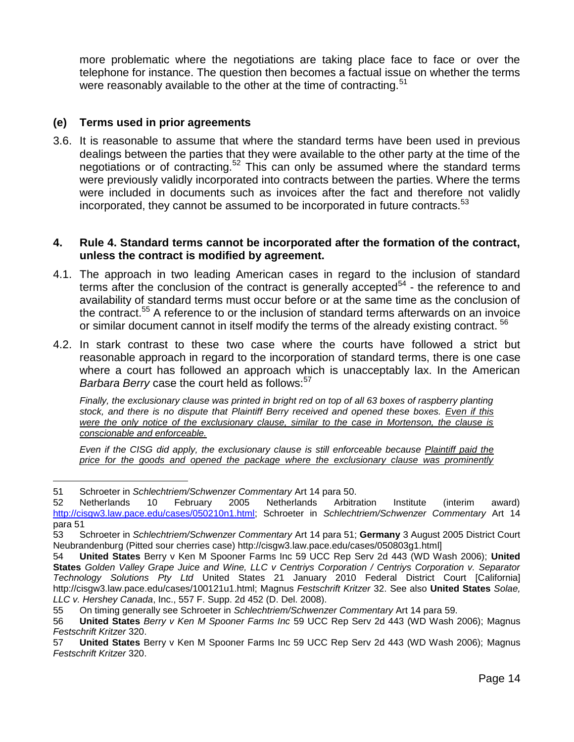more problematic where the negotiations are taking place face to face or over the telephone for instance. The question then becomes a factual issue on whether the terms were reasonably available to the other at the time of contracting.[51]

### (e) Terms used in prior agreements

3.6. It is reasonable to assume that where the standard terms have been used in previous dealings between the parties that they were available to the other party at the time of the negotiations or of contracting.[52] This can only be assumed where the standard terms were previously validly incorporated into contracts between the parties. Where the terms were included in documents such as invoices after the fact and therefore not validly incorporated, they cannot be assumed to be incorporated in future contracts.[53]

## 4. Rule 4. Standard terms cannot be incorporated after the formation of the contract, unless the contract is modified by agreement.

4.1. The approach in two leading American cases in regard to the inclusion of standard terms after the conclusion of the contract is generally accepted[54] - the reference to and availability of standard terms must occur before or at the same time as the conclusion of the contract.[55] A reference to or the inclusion of standard terms afterwards on an invoice or similar document cannot in itself modify the terms of the already existing contract.[56]

4.2. In stark contrast to these two case where the courts have followed a strict but reasonable approach in regard to the incorporation of standard terms, there is one case where a court has followed an approach which is unacceptably lax. In the American *Barbara Berry* case the court held as follows:[57]

> *Finally, the exclusionary clause was printed in bright red on top of all 63 boxes of raspberry planting stock, and there is no dispute that Plaintiff Berry received and opened these boxes. Even if this were the only notice of the exclusionary clause, similar to the case in Mortenson, the clause is conscionable and enforceable.*
>
> *Even if the CISG did apply, the exclusionary clause is still enforceable because Plaintiff paid the price for the goods and opened the package where the exclusionary clause was prominently*

---

51 Schroeter in *Schlechtriem/Schwenzer Commentary* Art 14 para 50.

52 Netherlands 10 February 2005 Netherlands Arbitration Institute (interim award) http://cisgw3.law.pace.edu/cases/050210n1.html; Schroeter in *Schlechtriem/Schwenzer Commentary* Art 14 para 51

53 Schroeter in *Schlechtriem/Schwenzer Commentary* Art 14 para 51; **Germany** 3 August 2005 District Court Neubrandenburg (Pitted sour cherries case) http://cisgw3.law.pace.edu/cases/050803g1.html]

54 **United States** Berry v Ken M Spooner Farms Inc 59 UCC Rep Serv 2d 443 (WD Wash 2006); **United States** *Golden Valley Grape Juice and Wine, LLC v Centriys Corporation / Centriys Corporation v. Separator Technology Solutions Pty Ltd* United States 21 January 2010 Federal District Court [California] http://cisgw3.law.pace.edu/cases/100121u1.html; Magnus *Festschrift Kritzer* 32. See also **United States** *Solae, LLC v. Hershey Canada*, Inc., 557 F. Supp. 2d 452 (D. Del. 2008).

55 On timing generally see Schroeter in *Schlechtriem/Schwenzer Commentary* Art 14 para 59.

56 **United States** *Berry v Ken M Spooner Farms Inc* 59 UCC Rep Serv 2d 443 (WD Wash 2006); Magnus *Festschrift Kritzer* 320.

57 **United States** Berry v Ken M Spooner Farms Inc 59 UCC Rep Serv 2d 443 (WD Wash 2006); Magnus *Festschrift Kritzer* 320.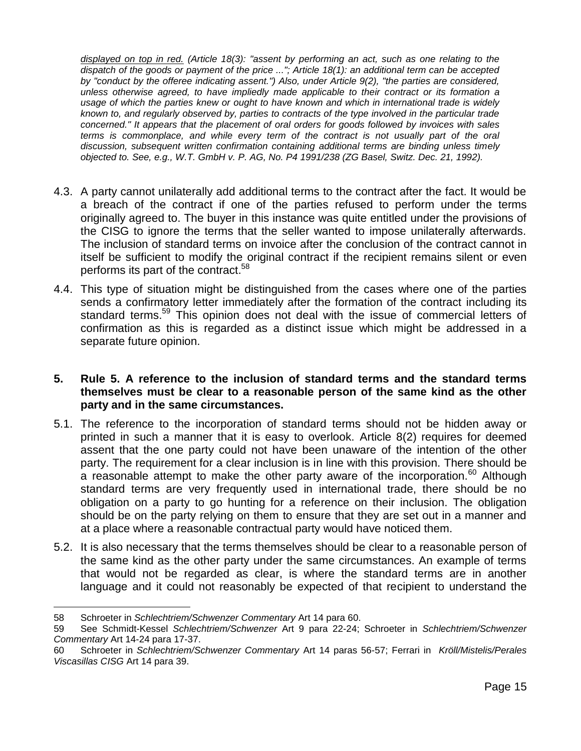*<u>displayed on top in red.</u> (Article 18(3): "assent by performing an act, such as one relating to the dispatch of the goods or payment of the price ..."; Article 18(1): an additional term can be accepted by "conduct by the offeree indicating assent.") Also, under Article 9(2), "the parties are considered, unless otherwise agreed, to have impliedly made applicable to their contract or its formation a usage of which the parties knew or ought to have known and which in international trade is widely known to, and regularly observed by, parties to contracts of the type involved in the particular trade concerned." It appears that the placement of oral orders for goods followed by invoices with sales terms is commonplace, and while every term of the contract is not usually part of the oral discussion, subsequent written confirmation containing additional terms are binding unless timely objected to. See, e.g., W.T. GmbH v. P. AG, No. P4 1991/238 (ZG Basel, Switz. Dec. 21, 1992).*

4.3. A party cannot unilaterally add additional terms to the contract after the fact. It would be a breach of the contract if one of the parties refused to perform under the terms originally agreed to. The buyer in this instance was quite entitled under the provisions of the CISG to ignore the terms that the seller wanted to impose unilaterally afterwards. The inclusion of standard terms on invoice after the conclusion of the contract cannot in itself be sufficient to modify the original contract if the recipient remains silent or even performs its part of the contract.[58]

4.4. This type of situation might be distinguished from the cases where one of the parties sends a confirmatory letter immediately after the formation of the contract including its standard terms.[59] This opinion does not deal with the issue of commercial letters of confirmation as this is regarded as a distinct issue which might be addressed in a separate future opinion.

**5. Rule 5. A reference to the inclusion of standard terms and the standard terms themselves must be clear to a reasonable person of the same kind as the other party and in the same circumstances.**

5.1. The reference to the incorporation of standard terms should not be hidden away or printed in such a manner that it is easy to overlook. Article 8(2) requires for deemed assent that the one party could not have been unaware of the intention of the other party. The requirement for a clear inclusion is in line with this provision. There should be a reasonable attempt to make the other party aware of the incorporation.[60] Although standard terms are very frequently used in international trade, there should be no obligation on a party to go hunting for a reference on their inclusion. The obligation should be on the party relying on them to ensure that they are set out in a manner and at a place where a reasonable contractual party would have noticed them.

5.2. It is also necessary that the terms themselves should be clear to a reasonable person of the same kind as the other party under the same circumstances. An example of terms that would not be regarded as clear, is where the standard terms are in another language and it could not reasonably be expected of that recipient to understand the

---

58 Schroeter in *Schlechtriem/Schwenzer Commentary* Art 14 para 60.

59 See Schmidt-Kessel *Schlechtriem/Schwenzer* Art 9 para 22-24; Schroeter in *Schlechtriem/Schwenzer Commentary* Art 14-24 para 17-37.

60 Schroeter in *Schlechtriem/Schwenzer Commentary* Art 14 paras 56-57; Ferrari in *Kröll/Mistelis/Perales Viscasillas CISG* Art 14 para 39.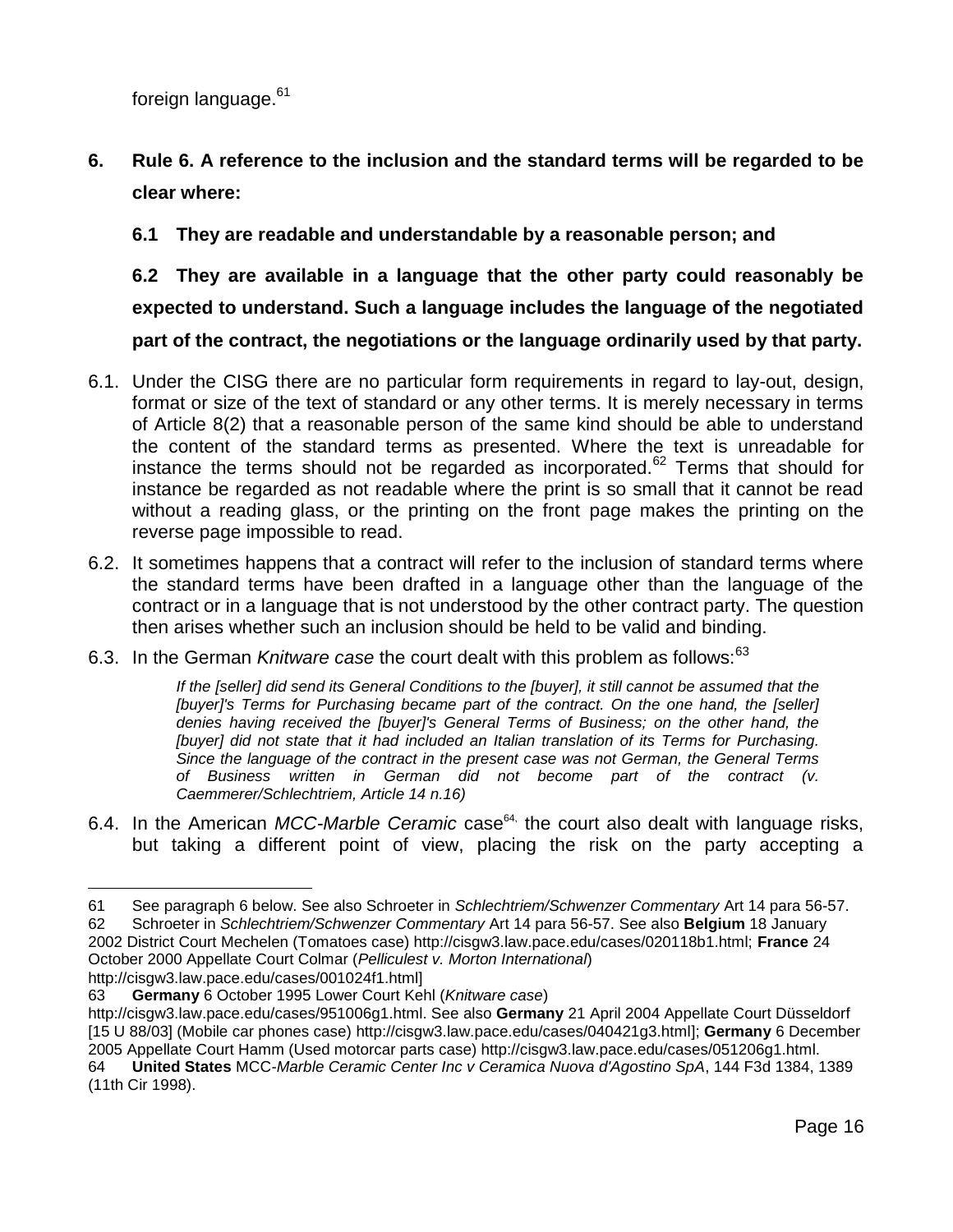foreign language.[61]

**6. Rule 6. A reference to the inclusion and the standard terms will be regarded to be clear where:**

**6.1 They are readable and understandable by a reasonable person; and**

**6.2 They are available in a language that the other party could reasonably be expected to understand. Such a language includes the language of the negotiated part of the contract, the negotiations or the language ordinarily used by that party.**

6.1. Under the CISG there are no particular form requirements in regard to lay-out, design, format or size of the text of standard or any other terms. It is merely necessary in terms of Article 8(2) that a reasonable person of the same kind should be able to understand the content of the standard terms as presented. Where the text is unreadable for instance the terms should not be regarded as incorporated.[62] Terms that should for instance be regarded as not readable where the print is so small that it cannot be read without a reading glass, or the printing on the front page makes the printing on the reverse page impossible to read.

6.2. It sometimes happens that a contract will refer to the inclusion of standard terms where the standard terms have been drafted in a language other than the language of the contract or in a language that is not understood by the other contract party. The question then arises whether such an inclusion should be held to be valid and binding.

6.3. In the German *Knitware case* the court dealt with this problem as follows:[63]

> *If the [seller] did send its General Conditions to the [buyer], it still cannot be assumed that the [buyer]'s Terms for Purchasing became part of the contract. On the one hand, the [seller] denies having received the [buyer]'s General Terms of Business; on the other hand, the [buyer] did not state that it had included an Italian translation of its Terms for Purchasing. Since the language of the contract in the present case was not German, the General Terms of Business written in German did not become part of the contract (v. Caemmerer/Schlechtriem, Article 14 n.16)*

6.4. In the American *MCC-Marble Ceramic* case[64], the court also dealt with language risks, but taking a different point of view, placing the risk on the party accepting a

---

61 See paragraph 6 below. See also Schroeter in *Schlechtriem/Schwenzer Commentary* Art 14 para 56-57.

62 Schroeter in *Schlechtriem/Schwenzer Commentary* Art 14 para 56-57. See also **Belgium** 18 January 2002 District Court Mechelen (Tomatoes case) http://cisgw3.law.pace.edu/cases/020118b1.html; **France** 24 October 2000 Appellate Court Colmar (*Pelliculest v. Morton International*) http://cisgw3.law.pace.edu/cases/001024f1.html]

63 **Germany** 6 October 1995 Lower Court Kehl (*Knitware case*) http://cisgw3.law.pace.edu/cases/951006g1.html. See also **Germany** 21 April 2004 Appellate Court Düsseldorf [15 U 88/03] (Mobile car phones case) http://cisgw3.law.pace.edu/cases/040421g3.html]; **Germany** 6 December 2005 Appellate Court Hamm (Used motorcar parts case) http://cisgw3.law.pace.edu/cases/051206g1.html.

64 **United States** MCC-*Marble Ceramic Center Inc v Ceramica Nuova d'Agostino SpA*, 144 F3d 1384, 1389 (11th Cir 1998).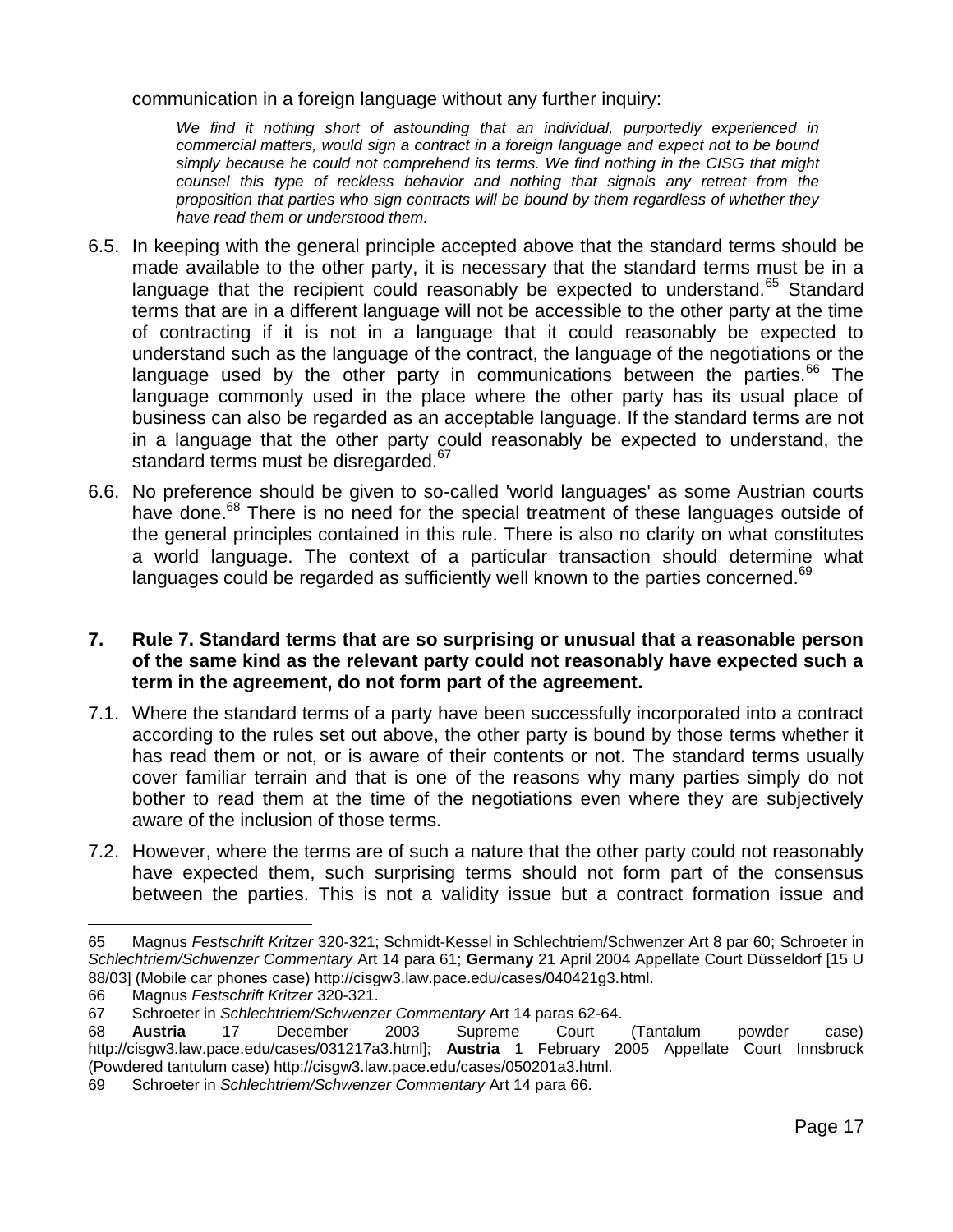communication in a foreign language without any further inquiry:

> *We find it nothing short of astounding that an individual, purportedly experienced in commercial matters, would sign a contract in a foreign language and expect not to be bound simply because he could not comprehend its terms. We find nothing in the CISG that might counsel this type of reckless behavior and nothing that signals any retreat from the proposition that parties who sign contracts will be bound by them regardless of whether they have read them or understood them.*

6.5. In keeping with the general principle accepted above that the standard terms should be made available to the other party, it is necessary that the standard terms must be in a language that the recipient could reasonably be expected to understand.[65] Standard terms that are in a different language will not be accessible to the other party at the time of contracting if it is not in a language that it could reasonably be expected to understand such as the language of the contract, the language of the negotiations or the language used by the other party in communications between the parties.[66] The language commonly used in the place where the other party has its usual place of business can also be regarded as an acceptable language. If the standard terms are not in a language that the other party could reasonably be expected to understand, the standard terms must be disregarded.[67]

6.6. No preference should be given to so-called 'world languages' as some Austrian courts have done.[68] There is no need for the special treatment of these languages outside of the general principles contained in this rule. There is also no clarity on what constitutes a world language. The context of a particular transaction should determine what languages could be regarded as sufficiently well known to the parties concerned.[69]

## 7. Rule 7. Standard terms that are so surprising or unusual that a reasonable person of the same kind as the relevant party could not reasonably have expected such a term in the agreement, do not form part of the agreement.

7.1. Where the standard terms of a party have been successfully incorporated into a contract according to the rules set out above, the other party is bound by those terms whether it has read them or not, or is aware of their contents or not. The standard terms usually cover familiar terrain and that is one of the reasons why many parties simply do not bother to read them at the time of the negotiations even where they are subjectively aware of the inclusion of those terms.

7.2. However, where the terms are of such a nature that the other party could not reasonably have expected them, such surprising terms should not form part of the consensus between the parties. This is not a validity issue but a contract formation issue and

---

65 Magnus *Festschrift Kritzer* 320-321; Schmidt-Kessel in Schlechtriem/Schwenzer Art 8 par 60; Schroeter in *Schlechtriem/Schwenzer Commentary* Art 14 para 61; **Germany** 21 April 2004 Appellate Court Düsseldorf [15 U 88/03] (Mobile car phones case) http://cisgw3.law.pace.edu/cases/040421g3.html.

66 Magnus *Festschrift Kritzer* 320-321.

67 Schroeter in *Schlechtriem/Schwenzer Commentary* Art 14 paras 62-64.

68 **Austria** 17 December 2003 Supreme Court (Tantalum powder case) http://cisgw3.law.pace.edu/cases/031217a3.html]; **Austria** 1 February 2005 Appellate Court Innsbruck (Powdered tantulum case) http://cisgw3.law.pace.edu/cases/050201a3.html.

69 Schroeter in *Schlechtriem/Schwenzer Commentary* Art 14 para 66.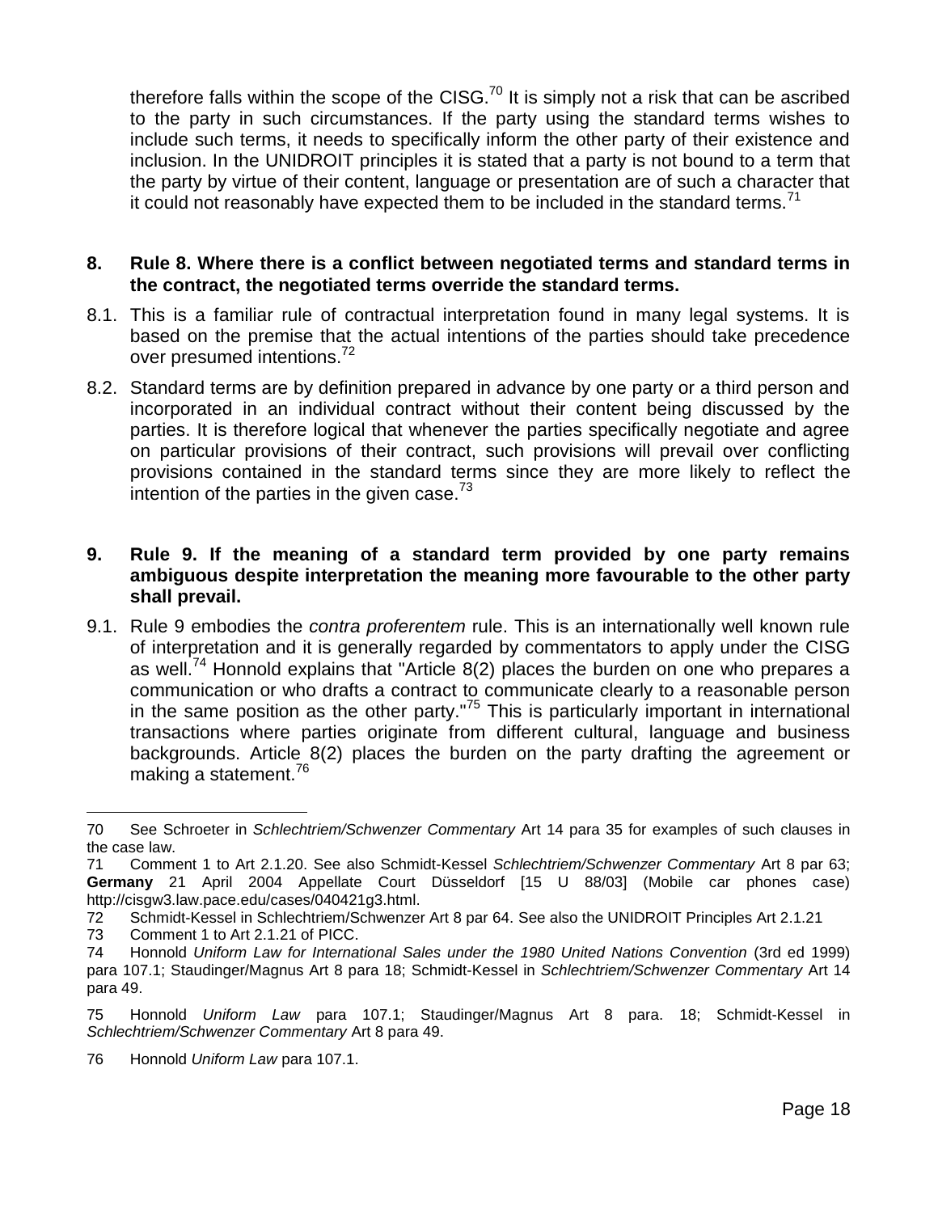therefore falls within the scope of the CISG.[70] It is simply not a risk that can be ascribed to the party in such circumstances. If the party using the standard terms wishes to include such terms, it needs to specifically inform the other party of their existence and inclusion. In the UNIDROIT principles it is stated that a party is not bound to a term that the party by virtue of their content, language or presentation are of such a character that it could not reasonably have expected them to be included in the standard terms.[71]

**8. Rule 8. Where there is a conflict between negotiated terms and standard terms in the contract, the negotiated terms override the standard terms.**

8.1. This is a familiar rule of contractual interpretation found in many legal systems. It is based on the premise that the actual intentions of the parties should take precedence over presumed intentions.[72]

8.2. Standard terms are by definition prepared in advance by one party or a third person and incorporated in an individual contract without their content being discussed by the parties. It is therefore logical that whenever the parties specifically negotiate and agree on particular provisions of their contract, such provisions will prevail over conflicting provisions contained in the standard terms since they are more likely to reflect the intention of the parties in the given case.[73]

**9. Rule 9. If the meaning of a standard term provided by one party remains ambiguous despite interpretation the meaning more favourable to the other party shall prevail.**

9.1. Rule 9 embodies the *contra proferentem* rule. This is an internationally well known rule of interpretation and it is generally regarded by commentators to apply under the CISG as well.[74] Honnold explains that "Article 8(2) places the burden on one who prepares a communication or who drafts a contract to communicate clearly to a reasonable person in the same position as the other party."[75] This is particularly important in international transactions where parties originate from different cultural, language and business backgrounds. Article 8(2) places the burden on the party drafting the agreement or making a statement.[76]

---

70 See Schroeter in *Schlechtriem/Schwenzer Commentary* Art 14 para 35 for examples of such clauses in the case law.

71 Comment 1 to Art 2.1.20. See also Schmidt-Kessel *Schlechtriem/Schwenzer Commentary* Art 8 par 63; **Germany** 21 April 2004 Appellate Court Düsseldorf [15 U 88/03] (Mobile car phones case) http://cisgw3.law.pace.edu/cases/040421g3.html.

72 Schmidt-Kessel in Schlechtriem/Schwenzer Art 8 par 64. See also the UNIDROIT Principles Art 2.1.21

73 Comment 1 to Art 2.1.21 of PICC.

74 Honnold *Uniform Law for International Sales under the 1980 United Nations Convention* (3rd ed 1999) para 107.1; Staudinger/Magnus Art 8 para 18; Schmidt-Kessel in *Schlechtriem/Schwenzer Commentary* Art 14 para 49.

75 Honnold *Uniform Law* para 107.1; Staudinger/Magnus Art 8 para. 18; Schmidt-Kessel in *Schlechtriem/Schwenzer Commentary* Art 8 para 49.

76 Honnold *Uniform Law* para 107.1.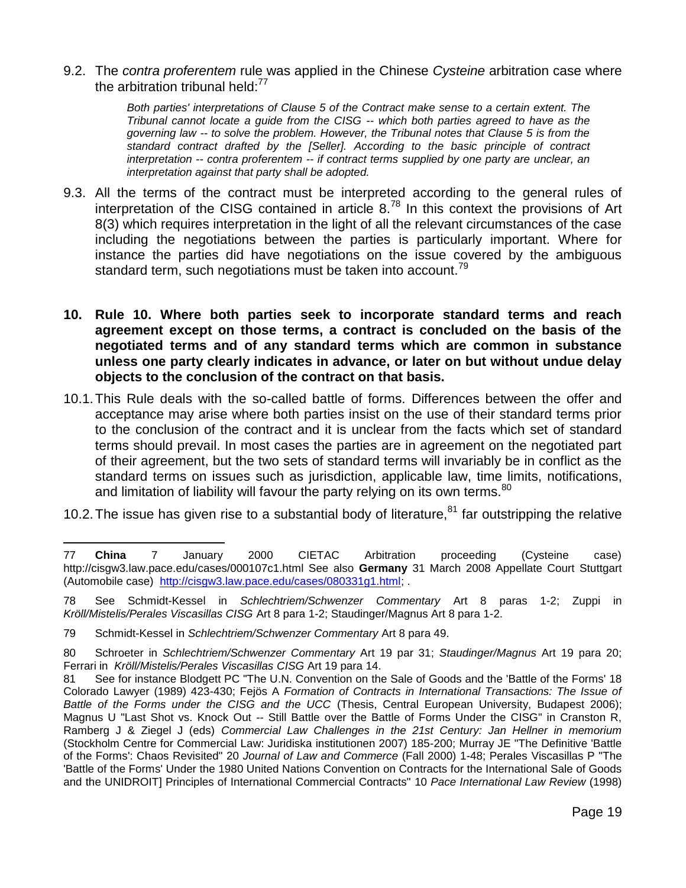9.2. The *contra proferentem* rule was applied in the Chinese *Cysteine* arbitration case where the arbitration tribunal held:[77]

> *Both parties' interpretations of Clause 5 of the Contract make sense to a certain extent. The Tribunal cannot locate a guide from the CISG -- which both parties agreed to have as the governing law -- to solve the problem. However, the Tribunal notes that Clause 5 is from the standard contract drafted by the [Seller]. According to the basic principle of contract interpretation -- contra proferentem -- if contract terms supplied by one party are unclear, an interpretation against that party shall be adopted.*

9.3. All the terms of the contract must be interpreted according to the general rules of interpretation of the CISG contained in article 8.[78] In this context the provisions of Art 8(3) which requires interpretation in the light of all the relevant circumstances of the case including the negotiations between the parties is particularly important. Where for instance the parties did have negotiations on the issue covered by the ambiguous standard term, such negotiations must be taken into account.[79]

**10. Rule 10. Where both parties seek to incorporate standard terms and reach agreement except on those terms, a contract is concluded on the basis of the negotiated terms and of any standard terms which are common in substance unless one party clearly indicates in advance, or later on but without undue delay objects to the conclusion of the contract on that basis.**

10.1. This Rule deals with the so-called battle of forms. Differences between the offer and acceptance may arise where both parties insist on the use of their standard terms prior to the conclusion of the contract and it is unclear from the facts which set of standard terms should prevail. In most cases the parties are in agreement on the negotiated part of their agreement, but the two sets of standard terms will invariably be in conflict as the standard terms on issues such as jurisdiction, applicable law, time limits, notifications, and limitation of liability will favour the party relying on its own terms.[80]

10.2. The issue has given rise to a substantial body of literature,[81] far outstripping the relative

---

77 **China** 7 January 2000 CIETAC Arbitration proceeding (Cysteine case) http://cisgw3.law.pace.edu/cases/000107c1.html See also **Germany** 31 March 2008 Appellate Court Stuttgart (Automobile case) http://cisgw3.law.pace.edu/cases/080331g1.html; .

78 See Schmidt-Kessel in *Schlechtriem/Schwenzer Commentary* Art 8 paras 1-2; Zuppi in *Kröll/Mistelis/Perales Viscasillas CISG* Art 8 para 1-2; Staudinger/Magnus Art 8 para 1-2.

79 Schmidt-Kessel in *Schlechtriem/Schwenzer Commentary* Art 8 para 49.

80 Schroeter in *Schlechtriem/Schwenzer Commentary* Art 19 par 31; *Staudinger/Magnus* Art 19 para 20; Ferrari in *Kröll/Mistelis/Perales Viscasillas CISG* Art 19 para 14.

81 See for instance Blodgett PC "The U.N. Convention on the Sale of Goods and the 'Battle of the Forms' 18 Colorado Lawyer (1989) 423-430; Fejös A *Formation of Contracts in International Transactions: The Issue of Battle of the Forms under the CISG and the UCC* (Thesis, Central European University, Budapest 2006); Magnus U "Last Shot vs. Knock Out -- Still Battle over the Battle of Forms Under the CISG" in Cranston R, Ramberg J & Ziegel J (eds) *Commercial Law Challenges in the 21st Century: Jan Hellner in memorium* (Stockholm Centre for Commercial Law: Juridiska institutionen 2007) 185-200; Murray JE "The Definitive 'Battle of the Forms': Chaos Revisited" 20 *Journal of Law and Commerce* (Fall 2000) 1-48; Perales Viscasillas P "The 'Battle of the Forms' Under the 1980 United Nations Convention on Contracts for the International Sale of Goods and the UNIDROIT] Principles of International Commercial Contracts" 10 *Pace International Law Review* (1998)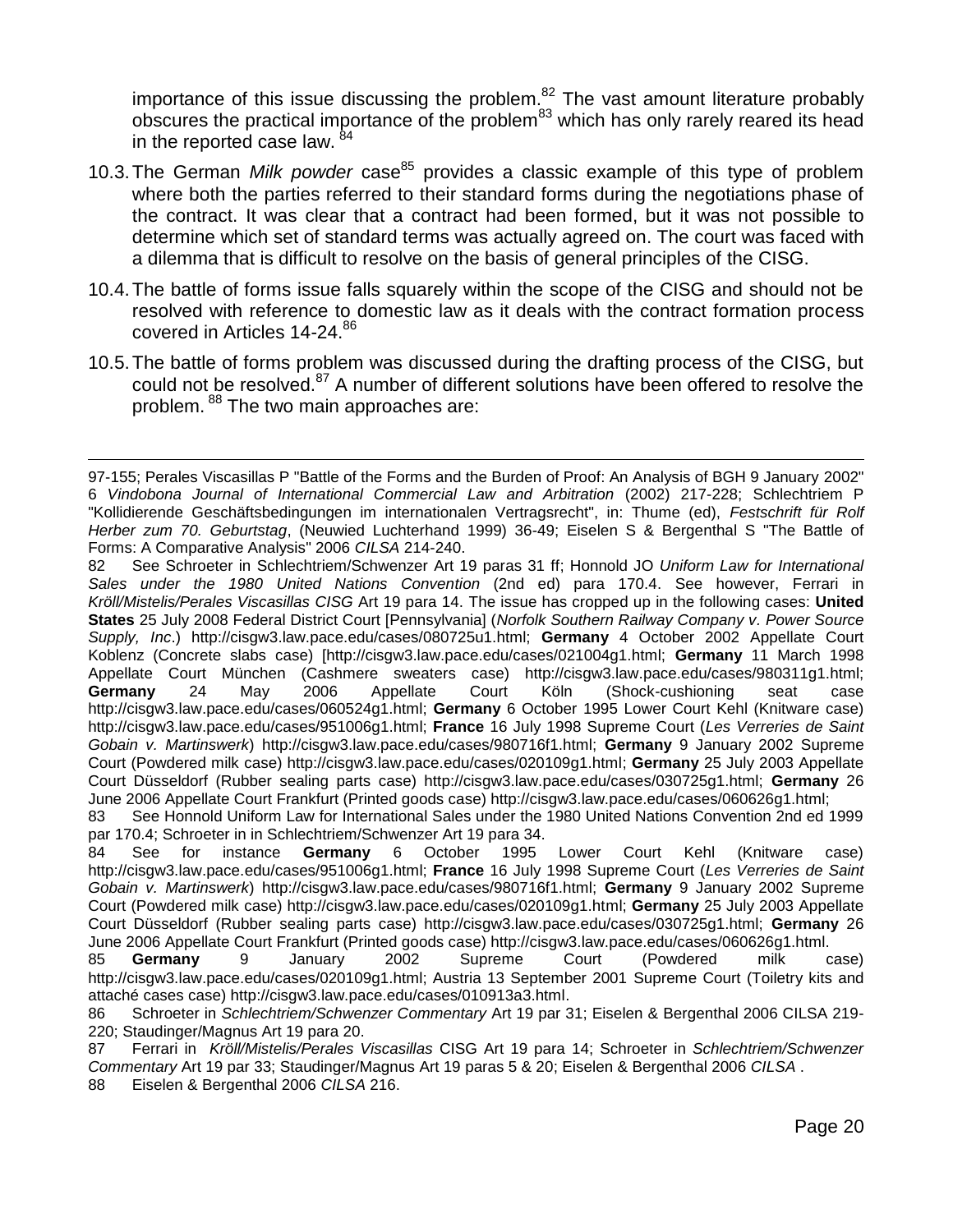importance of this issue discussing the problem.[82] The vast amount literature probably obscures the practical importance of the problem[83] which has only rarely reared its head in the reported case law. [84]

10.3. The German *Milk powder* case[85] provides a classic example of this type of problem where both the parties referred to their standard forms during the negotiations phase of the contract. It was clear that a contract had been formed, but it was not possible to determine which set of standard terms was actually agreed on. The court was faced with a dilemma that is difficult to resolve on the basis of general principles of the CISG.

10.4. The battle of forms issue falls squarely within the scope of the CISG and should not be resolved with reference to domestic law as it deals with the contract formation process covered in Articles 14-24.[86]

10.5. The battle of forms problem was discussed during the drafting process of the CISG, but could not be resolved.[87] A number of different solutions have been offered to resolve the problem. [88] The two main approaches are:

---

97-155; Perales Viscasillas P "Battle of the Forms and the Burden of Proof: An Analysis of BGH 9 January 2002" 6 *Vindobona Journal of International Commercial Law and Arbitration* (2002) 217-228; Schlechtriem P "Kollidierende Geschäftsbedingungen im internationalen Vertragsrecht", in: Thume (ed), *Festschrift für Rolf Herber zum 70. Geburtstag*, (Neuwied Luchterhand 1999) 36-49; Eiselen S & Bergenthal S "The Battle of Forms: A Comparative Analysis" 2006 *CILSA* 214-240.

82 See Schroeter in Schlechtriem/Schwenzer Art 19 paras 31 ff; Honnold JO *Uniform Law for International Sales under the 1980 United Nations Convention* (2nd ed) para 170.4. See however, Ferrari in *Kröll/Mistelis/Perales Viscasillas CISG* Art 19 para 14. The issue has cropped up in the following cases: **United States** 25 July 2008 Federal District Court [Pennsylvania] (*Norfolk Southern Railway Company v. Power Source Supply, Inc*.) http://cisgw3.law.pace.edu/cases/080725u1.html; **Germany** 4 October 2002 Appellate Court Koblenz (Concrete slabs case) [http://cisgw3.law.pace.edu/cases/021004g1.html; **Germany** 11 March 1998 Appellate Court München (Cashmere sweaters case) http://cisgw3.law.pace.edu/cases/980311g1.html; **Germany** 24 May 2006 Appellate Court Köln (Shock-cushioning seat case http://cisgw3.law.pace.edu/cases/060524g1.html; **Germany** 6 October 1995 Lower Court Kehl (Knitware case) http://cisgw3.law.pace.edu/cases/951006g1.html; **France** 16 July 1998 Supreme Court (*Les Verreries de Saint Gobain v. Martinswerk*) http://cisgw3.law.pace.edu/cases/980716f1.html; **Germany** 9 January 2002 Supreme Court (Powdered milk case) http://cisgw3.law.pace.edu/cases/020109g1.html; **Germany** 25 July 2003 Appellate Court Düsseldorf (Rubber sealing parts case) http://cisgw3.law.pace.edu/cases/030725g1.html; **Germany** 26 June 2006 Appellate Court Frankfurt (Printed goods case) http://cisgw3.law.pace.edu/cases/060626g1.html;

83 See Honnold Uniform Law for International Sales under the 1980 United Nations Convention 2nd ed 1999 par 170.4; Schroeter in in Schlechtriem/Schwenzer Art 19 para 34.

84 See for instance **Germany** 6 October 1995 Lower Court Kehl (Knitware case) http://cisgw3.law.pace.edu/cases/951006g1.html; **France** 16 July 1998 Supreme Court (*Les Verreries de Saint Gobain v. Martinswerk*) http://cisgw3.law.pace.edu/cases/980716f1.html; **Germany** 9 January 2002 Supreme Court (Powdered milk case) http://cisgw3.law.pace.edu/cases/020109g1.html; **Germany** 25 July 2003 Appellate Court Düsseldorf (Rubber sealing parts case) http://cisgw3.law.pace.edu/cases/030725g1.html; **Germany** 26 June 2006 Appellate Court Frankfurt (Printed goods case) http://cisgw3.law.pace.edu/cases/060626g1.html.

85 **Germany** 9 January 2002 Supreme Court (Powdered milk case) http://cisgw3.law.pace.edu/cases/020109g1.html; Austria 13 September 2001 Supreme Court (Toiletry kits and attaché cases case) http://cisgw3.law.pace.edu/cases/010913a3.html.

86 Schroeter in *Schlechtriem/Schwenzer Commentary* Art 19 par 31; Eiselen & Bergenthal 2006 CILSA 219-220; Staudinger/Magnus Art 19 para 20.

87 Ferrari in *Kröll/Mistelis/Perales Viscasillas* CISG Art 19 para 14; Schroeter in *Schlechtriem/Schwenzer Commentary* Art 19 par 33; Staudinger/Magnus Art 19 paras 5 & 20; Eiselen & Bergenthal 2006 *CILSA* .

88 Eiselen & Bergenthal 2006 *CILSA* 216.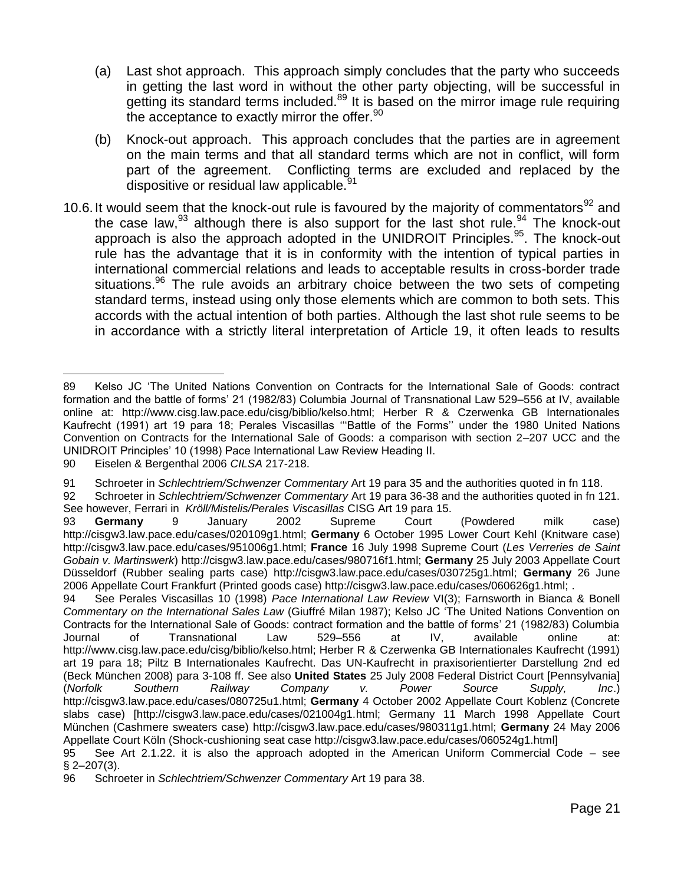(a) Last shot approach. This approach simply concludes that the party who succeeds in getting the last word in without the other party objecting, will be successful in getting its standard terms included.[89] It is based on the mirror image rule requiring the acceptance to exactly mirror the offer.[90]

(b) Knock-out approach. This approach concludes that the parties are in agreement on the main terms and that all standard terms which are not in conflict, will form part of the agreement. Conflicting terms are excluded and replaced by the dispositive or residual law applicable.[91]

10.6. It would seem that the knock-out rule is favoured by the majority of commentators[92] and the case law,[93] although there is also support for the last shot rule.[94] The knock-out approach is also the approach adopted in the UNIDROIT Principles.[95]. The knock-out rule has the advantage that it is in conformity with the intention of typical parties in international commercial relations and leads to acceptable results in cross-border trade situations.[96] The rule avoids an arbitrary choice between the two sets of competing standard terms, instead using only those elements which are common to both sets. This accords with the actual intention of both parties. Although the last shot rule seems to be in accordance with a strictly literal interpretation of Article 19, it often leads to results

---

89 Kelso JC 'The United Nations Convention on Contracts for the International Sale of Goods: contract formation and the battle of forms' 21 (1982/83) Columbia Journal of Transnational Law 529–556 at IV, available online at: http://www.cisg.law.pace.edu/cisg/biblio/kelso.html; Herber R & Czerwenka GB Internationales Kaufrecht (1991) art 19 para 18; Perales Viscasillas '"Battle of the Forms" under the 1980 United Nations Convention on Contracts for the International Sale of Goods: a comparison with section 2–207 UCC and the UNIDROIT Principles' 10 (1998) Pace International Law Review Heading II.

90 Eiselen & Bergenthal 2006 *CILSA* 217-218.

91 Schroeter in *Schlechtriem/Schwenzer Commentary* Art 19 para 35 and the authorities quoted in fn 118.

92 Schroeter in *Schlechtriem/Schwenzer Commentary* Art 19 para 36-38 and the authorities quoted in fn 121. See however, Ferrari in *Kröll/Mistelis/Perales Viscasillas* CISG Art 19 para 15.

93 **Germany** 9 January 2002 Supreme Court (Powdered milk case) http://cisgw3.law.pace.edu/cases/020109g1.html; **Germany** 6 October 1995 Lower Court Kehl (Knitware case) http://cisgw3.law.pace.edu/cases/951006g1.html; **France** 16 July 1998 Supreme Court (*Les Verreries de Saint Gobain v. Martinswerk*) http://cisgw3.law.pace.edu/cases/980716f1.html; **Germany** 25 July 2003 Appellate Court Düsseldorf (Rubber sealing parts case) http://cisgw3.law.pace.edu/cases/030725g1.html; **Germany** 26 June 2006 Appellate Court Frankfurt (Printed goods case) http://cisgw3.law.pace.edu/cases/060626g1.html; .

94 See Perales Viscasillas 10 (1998) *Pace International Law Review* VI(3); Farnsworth in Bianca & Bonell *Commentary on the International Sales Law* (Giuffré Milan 1987); Kelso JC 'The United Nations Convention on Contracts for the International Sale of Goods: contract formation and the battle of forms' 21 (1982/83) Columbia Journal of Transnational Law 529–556 at IV, available online at: http://www.cisg.law.pace.edu/cisg/biblio/kelso.html; Herber R & Czerwenka GB Internationales Kaufrecht (1991) art 19 para 18; Piltz B Internationales Kaufrecht. Das UN-Kaufrecht in praxisorientierter Darstellung 2nd ed (Beck München 2008) para 3-108 ff. See also **United States** 25 July 2008 Federal District Court [Pennsylvania] (*Norfolk Southern Railway Company v. Power Source Supply, Inc*.) http://cisgw3.law.pace.edu/cases/080725u1.html; **Germany** 4 October 2002 Appellate Court Koblenz (Concrete slabs case) [http://cisgw3.law.pace.edu/cases/021004g1.html; Germany 11 March 1998 Appellate Court München (Cashmere sweaters case) http://cisgw3.law.pace.edu/cases/980311g1.html; **Germany** 24 May 2006 Appellate Court Köln (Shock-cushioning seat case http://cisgw3.law.pace.edu/cases/060524g1.html]

95 See Art 2.1.22. it is also the approach adopted in the American Uniform Commercial Code – see § 2–207(3).

96 Schroeter in *Schlechtriem/Schwenzer Commentary* Art 19 para 38.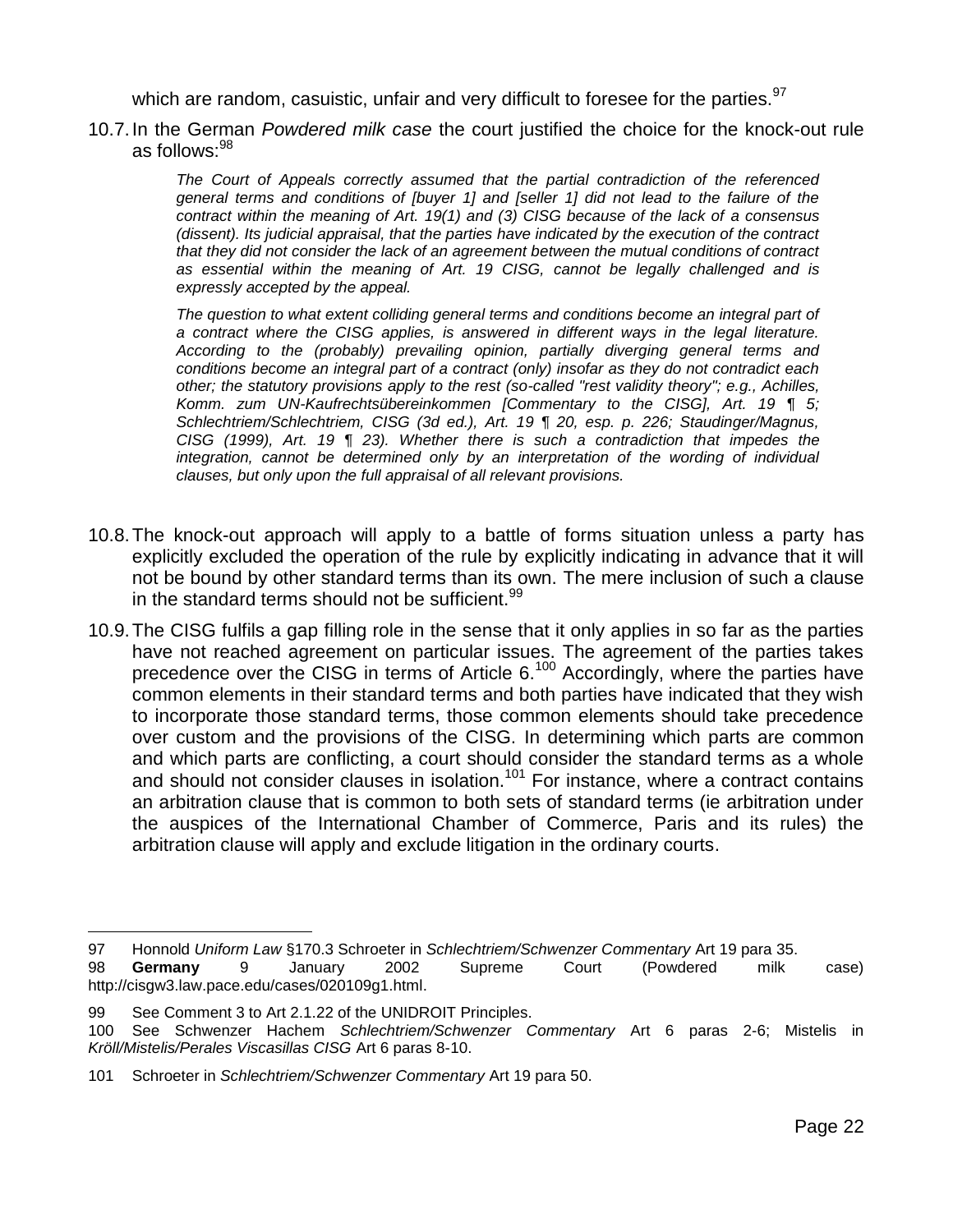which are random, casuistic, unfair and very difficult to foresee for the parties.[97]

10.7. In the German *Powdered milk case* the court justified the choice for the knock-out rule as follows:[98]

> *The Court of Appeals correctly assumed that the partial contradiction of the referenced general terms and conditions of [buyer 1] and [seller 1] did not lead to the failure of the contract within the meaning of Art. 19(1) and (3) CISG because of the lack of a consensus (dissent). Its judicial appraisal, that the parties have indicated by the execution of the contract that they did not consider the lack of an agreement between the mutual conditions of contract as essential within the meaning of Art. 19 CISG, cannot be legally challenged and is expressly accepted by the appeal.*
>
> *The question to what extent colliding general terms and conditions become an integral part of a contract where the CISG applies, is answered in different ways in the legal literature. According to the (probably) prevailing opinion, partially diverging general terms and conditions become an integral part of a contract (only) insofar as they do not contradict each other; the statutory provisions apply to the rest (so-called "rest validity theory"; e.g., Achilles, Komm. zum UN-Kaufrechtsübereinkommen [Commentary to the CISG], Art. 19 ¶ 5; Schlechtriem/Schlechtriem, CISG (3d ed.), Art. 19 ¶ 20, esp. p. 226; Staudinger/Magnus, CISG (1999), Art. 19 ¶ 23). Whether there is such a contradiction that impedes the integration, cannot be determined only by an interpretation of the wording of individual clauses, but only upon the full appraisal of all relevant provisions.*

10.8. The knock-out approach will apply to a battle of forms situation unless a party has explicitly excluded the operation of the rule by explicitly indicating in advance that it will not be bound by other standard terms than its own. The mere inclusion of such a clause in the standard terms should not be sufficient.[99]

10.9. The CISG fulfils a gap filling role in the sense that it only applies in so far as the parties have not reached agreement on particular issues. The agreement of the parties takes precedence over the CISG in terms of Article 6.[100] Accordingly, where the parties have common elements in their standard terms and both parties have indicated that they wish to incorporate those standard terms, those common elements should take precedence over custom and the provisions of the CISG. In determining which parts are common and which parts are conflicting, a court should consider the standard terms as a whole and should not consider clauses in isolation.[101] For instance, where a contract contains an arbitration clause that is common to both sets of standard terms (ie arbitration under the auspices of the International Chamber of Commerce, Paris and its rules) the arbitration clause will apply and exclude litigation in the ordinary courts.

---

97 Honnold *Uniform Law* §170.3 Schroeter in *Schlechtriem/Schwenzer Commentary* Art 19 para 35.

98 **Germany** 9 January 2002 Supreme Court (Powdered milk case) http://cisgw3.law.pace.edu/cases/020109g1.html.

99 See Comment 3 to Art 2.1.22 of the UNIDROIT Principles.

100 See Schwenzer Hachem *Schlechtriem/Schwenzer Commentary* Art 6 paras 2-6; Mistelis in *Kröll/Mistelis/Perales Viscasillas CISG* Art 6 paras 8-10.

101 Schroeter in *Schlechtriem/Schwenzer Commentary* Art 19 para 50.